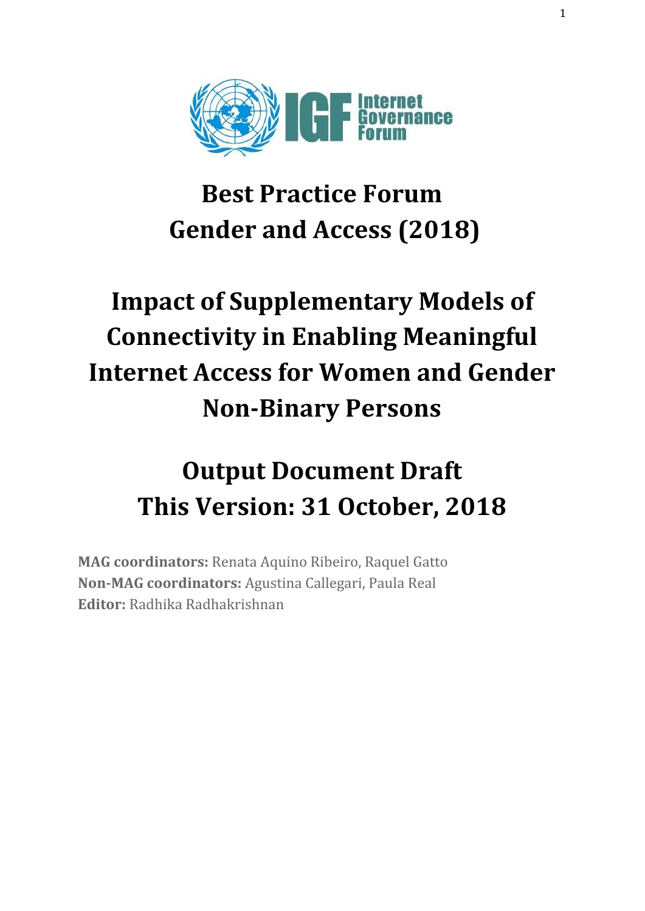# Best Practice Forum Gender and Access (2018)

# Impact of Supplementary Models of Connectivity in Enabling Meaningful Internet Access for Women and Gender Non-Binary Persons

# Output Document Draft This Version: 31 October, 2018

**MAG coordinators:** Renata Aquino Ribeiro, Raquel Gatto
**Non-MAG coordinators:** Agustina Callegari, Paula Real
**Editor:** Radhika Radhakrishnan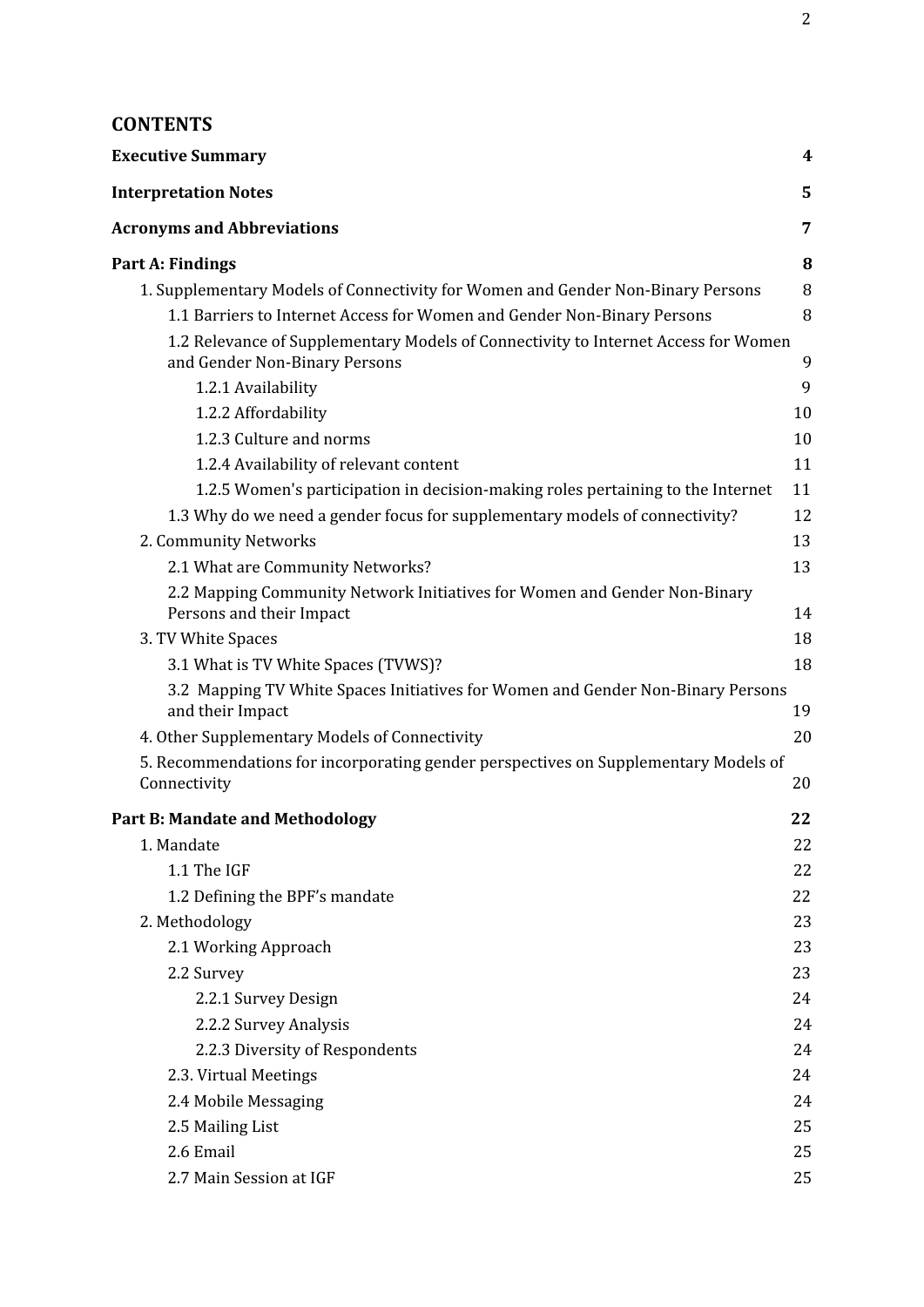## CONTENTS

**Executive Summary** **4**

**Interpretation Notes** **5**

**Acronyms and Abbreviations** **7**

**Part A: Findings** **8**

- 1. Supplementary Models of Connectivity for Women and Gender Non-Binary Persons 8
  - 1.1 Barriers to Internet Access for Women and Gender Non-Binary Persons 8
  - 1.2 Relevance of Supplementary Models of Connectivity to Internet Access for Women and Gender Non-Binary Persons 9
    - 1.2.1 Availability 9
    - 1.2.2 Affordability 10
    - 1.2.3 Culture and norms 10
    - 1.2.4 Availability of relevant content 11
    - 1.2.5 Women's participation in decision-making roles pertaining to the Internet 11
  - 1.3 Why do we need a gender focus for supplementary models of connectivity? 12
- 2. Community Networks 13
  - 2.1 What are Community Networks? 13
  - 2.2 Mapping Community Network Initiatives for Women and Gender Non-Binary Persons and their Impact 14
- 3. TV White Spaces 18
  - 3.1 What is TV White Spaces (TVWS)? 18
  - 3.2 Mapping TV White Spaces Initiatives for Women and Gender Non-Binary Persons and their Impact 19
- 4. Other Supplementary Models of Connectivity 20
- 5. Recommendations for incorporating gender perspectives on Supplementary Models of Connectivity 20

**Part B: Mandate and Methodology** **22**

- 1. Mandate 22
  - 1.1 The IGF 22
  - 1.2 Defining the BPF's mandate 22
- 2. Methodology 23
  - 2.1 Working Approach 23
  - 2.2 Survey 23
    - 2.2.1 Survey Design 24
    - 2.2.2 Survey Analysis 24
    - 2.2.3 Diversity of Respondents 24
  - 2.3. Virtual Meetings 24
  - 2.4 Mobile Messaging 24
  - 2.5 Mailing List 25
  - 2.6 Email 25
  - 2.7 Main Session at IGF 25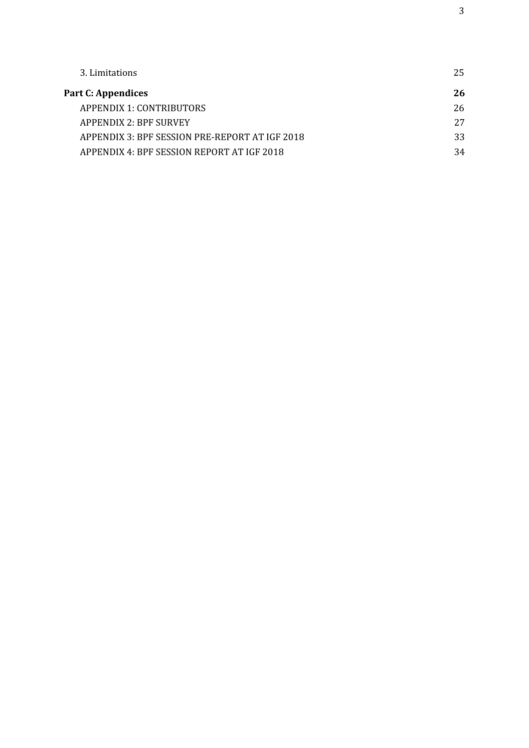3. Limitations 25

**Part C: Appendices 26**

APPENDIX 1: CONTRIBUTORS 26

APPENDIX 2: BPF SURVEY 27

APPENDIX 3: BPF SESSION PRE-REPORT AT IGF 2018 33

APPENDIX 4: BPF SESSION REPORT AT IGF 2018 34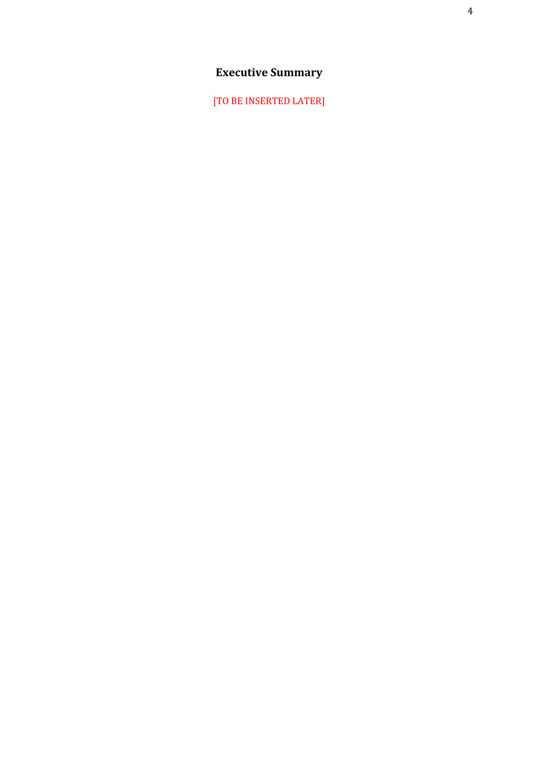# Executive Summary

[TO BE INSERTED LATER]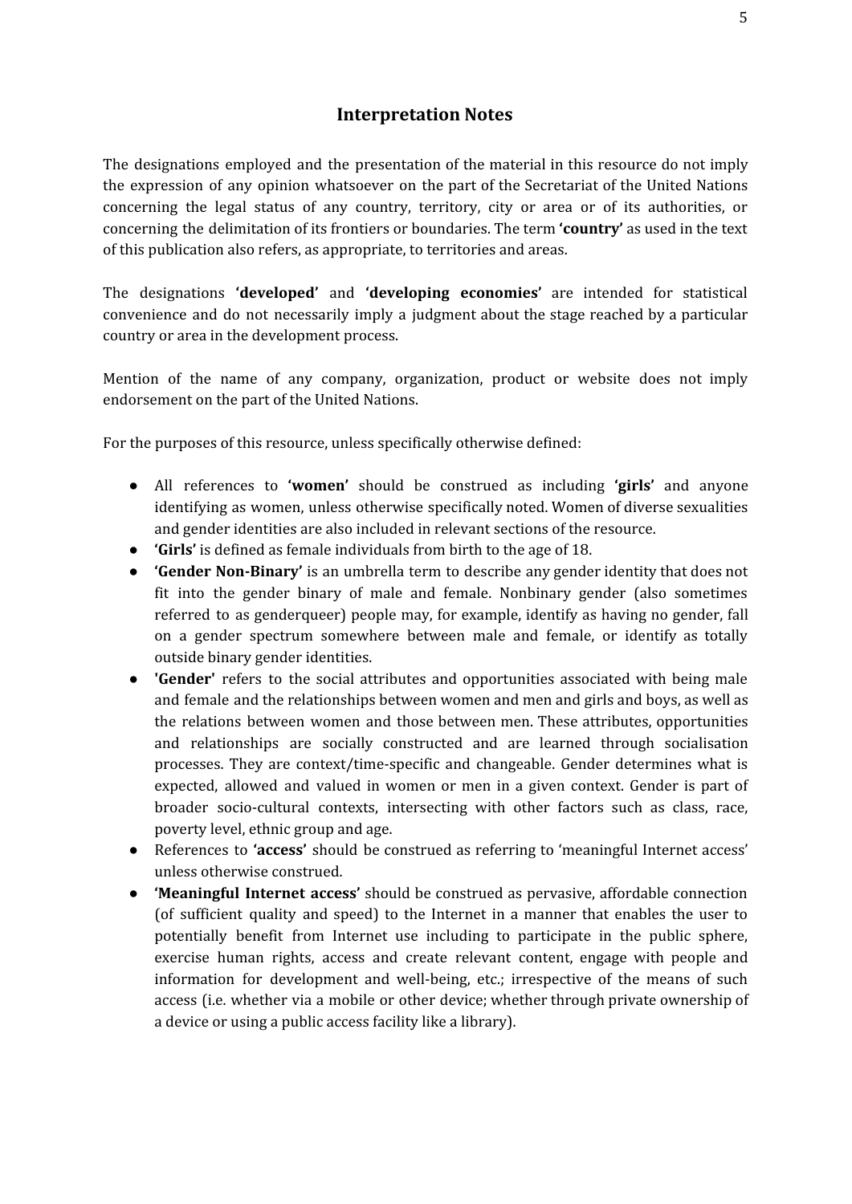## Interpretation Notes

The designations employed and the presentation of the material in this resource do not imply the expression of any opinion whatsoever on the part of the Secretariat of the United Nations concerning the legal status of any country, territory, city or area or of its authorities, or concerning the delimitation of its frontiers or boundaries. The term **'country'** as used in the text of this publication also refers, as appropriate, to territories and areas.

The designations **'developed'** and **'developing economies'** are intended for statistical convenience and do not necessarily imply a judgment about the stage reached by a particular country or area in the development process.

Mention of the name of any company, organization, product or website does not imply endorsement on the part of the United Nations.

For the purposes of this resource, unless specifically otherwise defined:

- All references to **'women'** should be construed as including **'girls'** and anyone identifying as women, unless otherwise specifically noted. Women of diverse sexualities and gender identities are also included in relevant sections of the resource.
- **'Girls'** is defined as female individuals from birth to the age of 18.
- **'Gender Non-Binary'** is an umbrella term to describe any gender identity that does not fit into the gender binary of male and female. Nonbinary gender (also sometimes referred to as genderqueer) people may, for example, identify as having no gender, fall on a gender spectrum somewhere between male and female, or identify as totally outside binary gender identities.
- **'Gender'** refers to the social attributes and opportunities associated with being male and female and the relationships between women and men and girls and boys, as well as the relations between women and those between men. These attributes, opportunities and relationships are socially constructed and are learned through socialisation processes. They are context/time-specific and changeable. Gender determines what is expected, allowed and valued in women or men in a given context. Gender is part of broader socio-cultural contexts, intersecting with other factors such as class, race, poverty level, ethnic group and age.
- References to **'access'** should be construed as referring to 'meaningful Internet access' unless otherwise construed.
- **'Meaningful Internet access'** should be construed as pervasive, affordable connection (of sufficient quality and speed) to the Internet in a manner that enables the user to potentially benefit from Internet use including to participate in the public sphere, exercise human rights, access and create relevant content, engage with people and information for development and well-being, etc.; irrespective of the means of such access (i.e. whether via a mobile or other device; whether through private ownership of a device or using a public access facility like a library).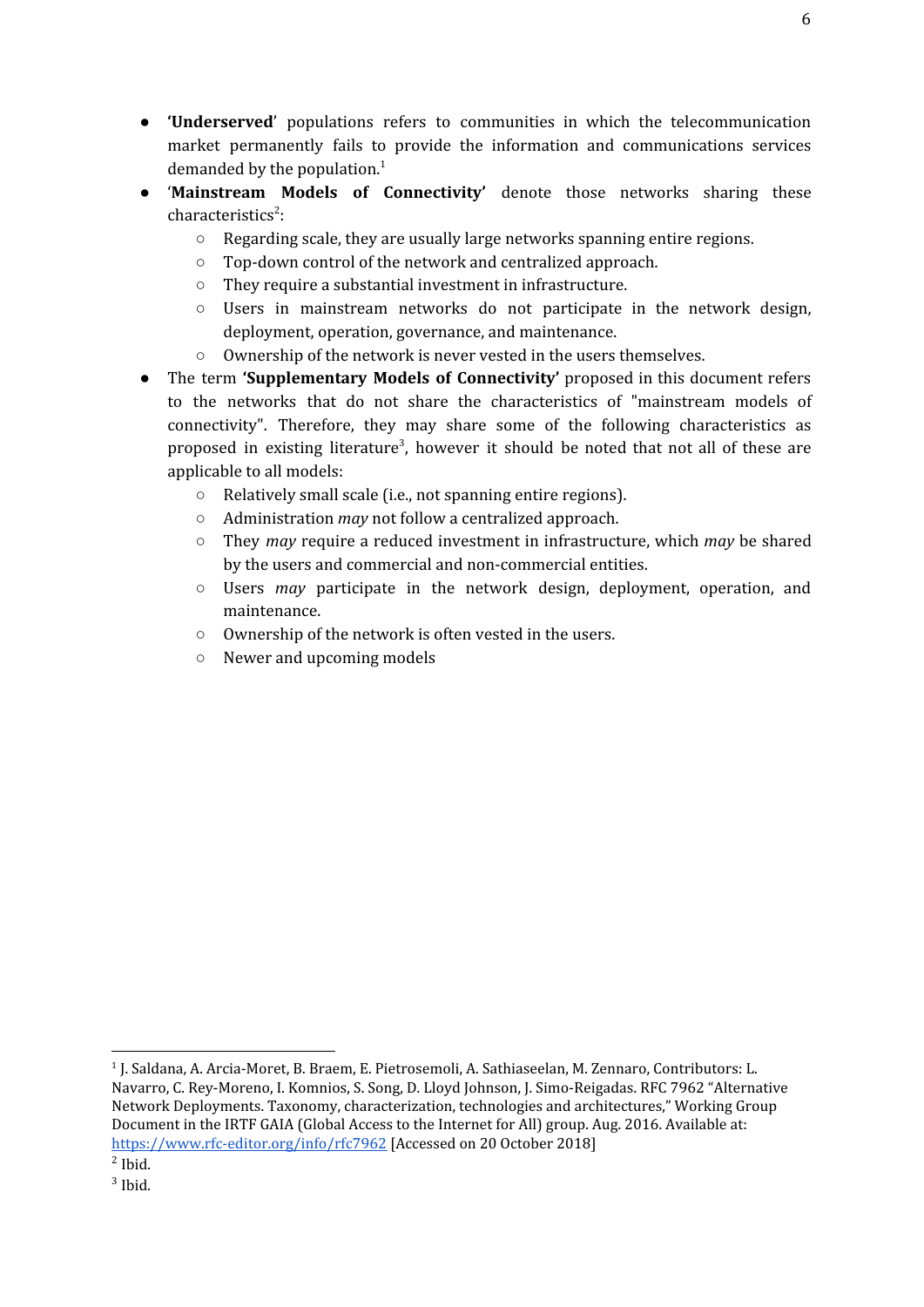- '**Underserved**' populations refers to communities in which the telecommunication market permanently fails to provide the information and communications services demanded by the population.[1]
- '**Mainstream Models of Connectivity'** denote those networks sharing these characteristics[2]:
  - Regarding scale, they are usually large networks spanning entire regions.
  - Top-down control of the network and centralized approach.
  - They require a substantial investment in infrastructure.
  - Users in mainstream networks do not participate in the network design, deployment, operation, governance, and maintenance.
  - Ownership of the network is never vested in the users themselves.
- The term **'Supplementary Models of Connectivity'** proposed in this document refers to the networks that do not share the characteristics of "mainstream models of connectivity". Therefore, they may share some of the following characteristics as proposed in existing literature[3], however it should be noted that not all of these are applicable to all models:
  - Relatively small scale (i.e., not spanning entire regions).
  - Administration *may* not follow a centralized approach.
  - They *may* require a reduced investment in infrastructure, which *may* be shared by the users and commercial and non-commercial entities.
  - Users *may* participate in the network design, deployment, operation, and maintenance.
  - Ownership of the network is often vested in the users.
  - Newer and upcoming models

---

[1] J. Saldana, A. Arcia-Moret, B. Braem, E. Pietrosemoli, A. Sathiaseelan, M. Zennaro, Contributors: L. Navarro, C. Rey-Moreno, I. Komnios, S. Song, D. Lloyd Johnson, J. Simo-Reigadas. RFC 7962 "Alternative Network Deployments. Taxonomy, characterization, technologies and architectures," Working Group Document in the IRTF GAIA (Global Access to the Internet for All) group. Aug. 2016. Available at: https://www.rfc-editor.org/info/rfc7962 [Accessed on 20 October 2018]

[2] Ibid.

[3] Ibid.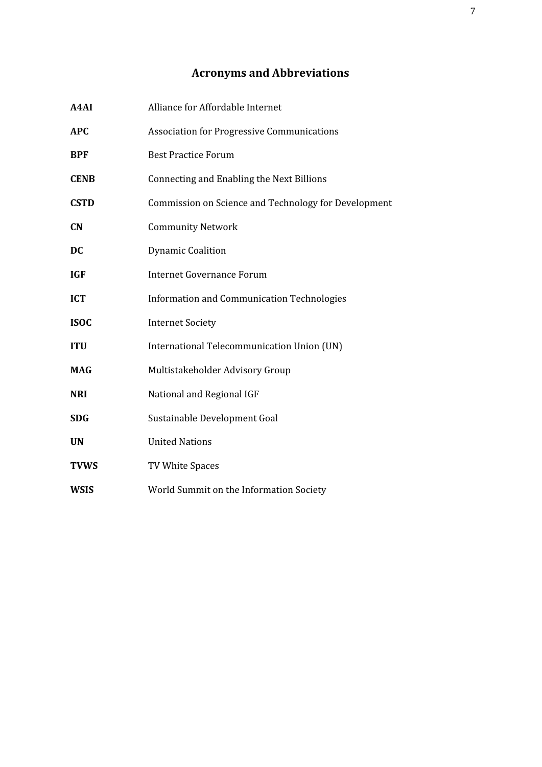# Acronyms and Abbreviations

| | |
|---|---|
| **A4AI** | Alliance for Affordable Internet |
| **APC** | Association for Progressive Communications |
| **BPF** | Best Practice Forum |
| **CENB** | Connecting and Enabling the Next Billions |
| **CSTD** | Commission on Science and Technology for Development |
| **CN** | Community Network |
| **DC** | Dynamic Coalition |
| **IGF** | Internet Governance Forum |
| **ICT** | Information and Communication Technologies |
| **ISOC** | Internet Society |
| **ITU** | International Telecommunication Union (UN) |
| **MAG** | Multistakeholder Advisory Group |
| **NRI** | National and Regional IGF |
| **SDG** | Sustainable Development Goal |
| **UN** | United Nations |
| **TVWS** | TV White Spaces |
| **WSIS** | World Summit on the Information Society |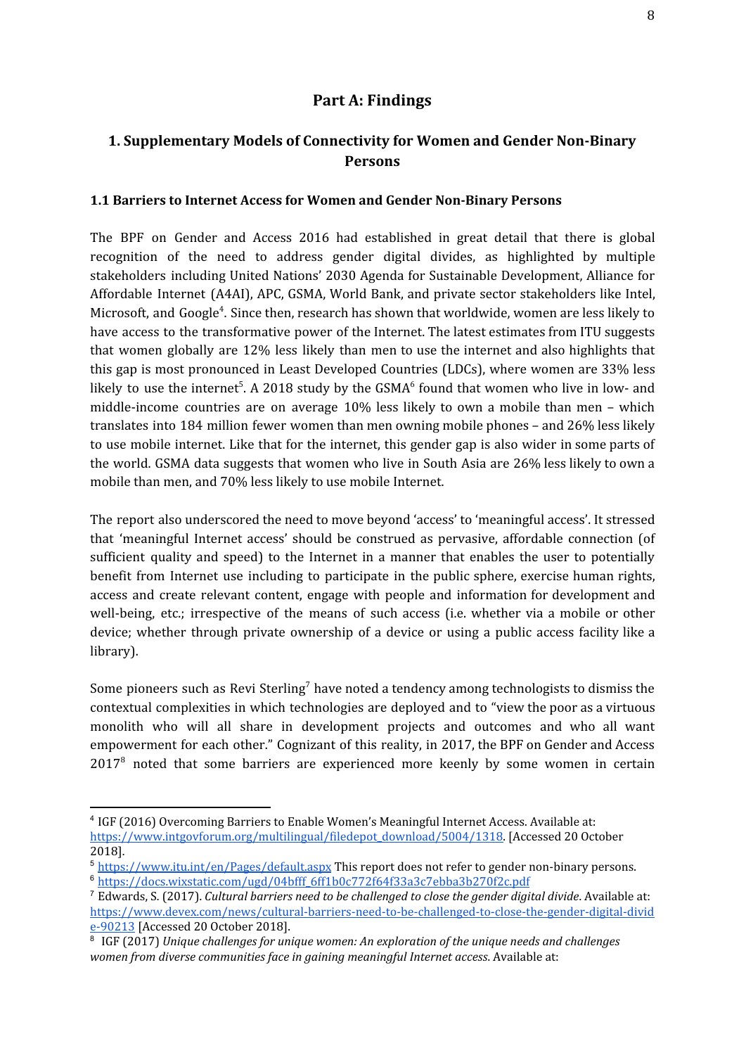## Part A: Findings

## 1. Supplementary Models of Connectivity for Women and Gender Non-Binary Persons

### 1.1 Barriers to Internet Access for Women and Gender Non-Binary Persons

The BPF on Gender and Access 2016 had established in great detail that there is global recognition of the need to address gender digital divides, as highlighted by multiple stakeholders including United Nations' 2030 Agenda for Sustainable Development, Alliance for Affordable Internet (A4AI), APC, GSMA, World Bank, and private sector stakeholders like Intel, Microsoft, and Google[4]. Since then, research has shown that worldwide, women are less likely to have access to the transformative power of the Internet. The latest estimates from ITU suggests that women globally are 12% less likely than men to use the internet and also highlights that this gap is most pronounced in Least Developed Countries (LDCs), where women are 33% less likely to use the internet[5]. A 2018 study by the GSMA[6] found that women who live in low- and middle-income countries are on average 10% less likely to own a mobile than men – which translates into 184 million fewer women than men owning mobile phones – and 26% less likely to use mobile internet. Like that for the internet, this gender gap is also wider in some parts of the world. GSMA data suggests that women who live in South Asia are 26% less likely to own a mobile than men, and 70% less likely to use mobile Internet.

The report also underscored the need to move beyond 'access' to 'meaningful access'. It stressed that 'meaningful Internet access' should be construed as pervasive, affordable connection (of sufficient quality and speed) to the Internet in a manner that enables the user to potentially benefit from Internet use including to participate in the public sphere, exercise human rights, access and create relevant content, engage with people and information for development and well-being, etc.; irrespective of the means of such access (i.e. whether via a mobile or other device; whether through private ownership of a device or using a public access facility like a library).

Some pioneers such as Revi Sterling[7] have noted a tendency among technologists to dismiss the contextual complexities in which technologies are deployed and to "view the poor as a virtuous monolith who will all share in development projects and outcomes and who all want empowerment for each other." Cognizant of this reality, in 2017, the BPF on Gender and Access 2017[8] noted that some barriers are experienced more keenly by some women in certain

---

[4] IGF (2016) Overcoming Barriers to Enable Women's Meaningful Internet Access. Available at: https://www.intgovforum.org/multilingual/filedepot_download/5004/1318. [Accessed 20 October 2018].

[5] https://www.itu.int/en/Pages/default.aspx This report does not refer to gender non-binary persons.

[6] https://docs.wixstatic.com/ugd/04bfff_6ff1b0c772f64f33a3c7ebba3b270f2c.pdf

[7] Edwards, S. (2017). *Cultural barriers need to be challenged to close the gender digital divide*. Available at: https://www.devex.com/news/cultural-barriers-need-to-be-challenged-to-close-the-gender-digital-divide-90213 [Accessed 20 October 2018].

[8] IGF (2017) *Unique challenges for unique women: An exploration of the unique needs and challenges women from diverse communities face in gaining meaningful Internet access*. Available at: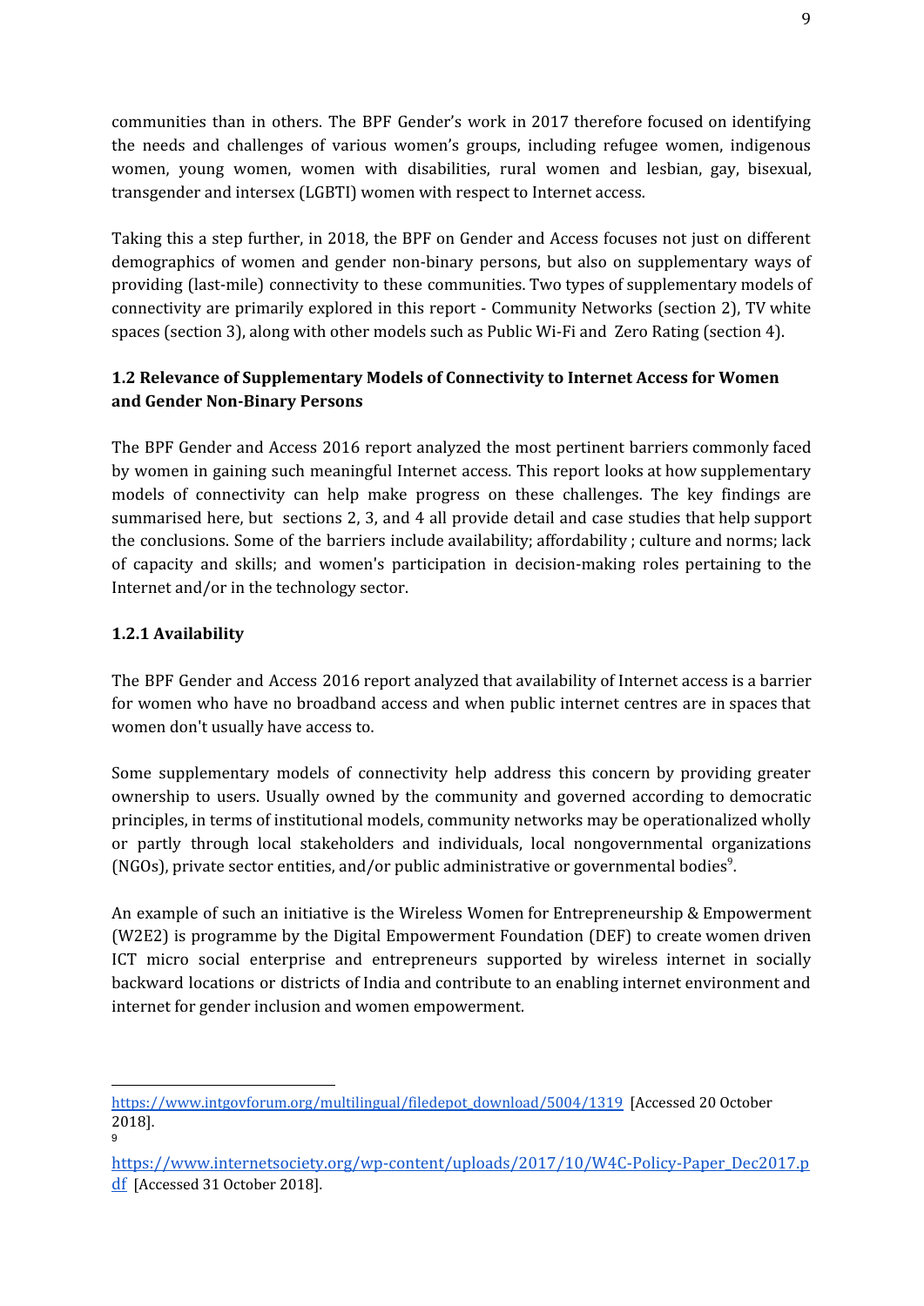communities than in others. The BPF Gender's work in 2017 therefore focused on identifying the needs and challenges of various women's groups, including refugee women, indigenous women, young women, women with disabilities, rural women and lesbian, gay, bisexual, transgender and intersex (LGBTI) women with respect to Internet access.

Taking this a step further, in 2018, the BPF on Gender and Access focuses not just on different demographics of women and gender non-binary persons, but also on supplementary ways of providing (last-mile) connectivity to these communities. Two types of supplementary models of connectivity are primarily explored in this report - Community Networks (section 2), TV white spaces (section 3), along with other models such as Public Wi-Fi and Zero Rating (section 4).

### 1.2 Relevance of Supplementary Models of Connectivity to Internet Access for Women and Gender Non-Binary Persons

The BPF Gender and Access 2016 report analyzed the most pertinent barriers commonly faced by women in gaining such meaningful Internet access. This report looks at how supplementary models of connectivity can help make progress on these challenges. The key findings are summarised here, but sections 2, 3, and 4 all provide detail and case studies that help support the conclusions. Some of the barriers include availability; affordability ; culture and norms; lack of capacity and skills; and women's participation in decision-making roles pertaining to the Internet and/or in the technology sector.

#### 1.2.1 Availability

The BPF Gender and Access 2016 report analyzed that availability of Internet access is a barrier for women who have no broadband access and when public internet centres are in spaces that women don't usually have access to.

Some supplementary models of connectivity help address this concern by providing greater ownership to users. Usually owned by the community and governed according to democratic principles, in terms of institutional models, community networks may be operationalized wholly or partly through local stakeholders and individuals, local nongovernmental organizations (NGOs), private sector entities, and/or public administrative or governmental bodies[9].

An example of such an initiative is the Wireless Women for Entrepreneurship & Empowerment (W2E2) is programme by the Digital Empowerment Foundation (DEF) to create women driven ICT micro social enterprise and entrepreneurs supported by wireless internet in socially backward locations or districts of India and contribute to an enabling internet environment and internet for gender inclusion and women empowerment.

---

https://www.intgovforum.org/multilingual/filedepot_download/5004/1319 [Accessed 20 October 2018].

[9] https://www.internetsociety.org/wp-content/uploads/2017/10/W4C-Policy-Paper_Dec2017.pdf [Accessed 31 October 2018].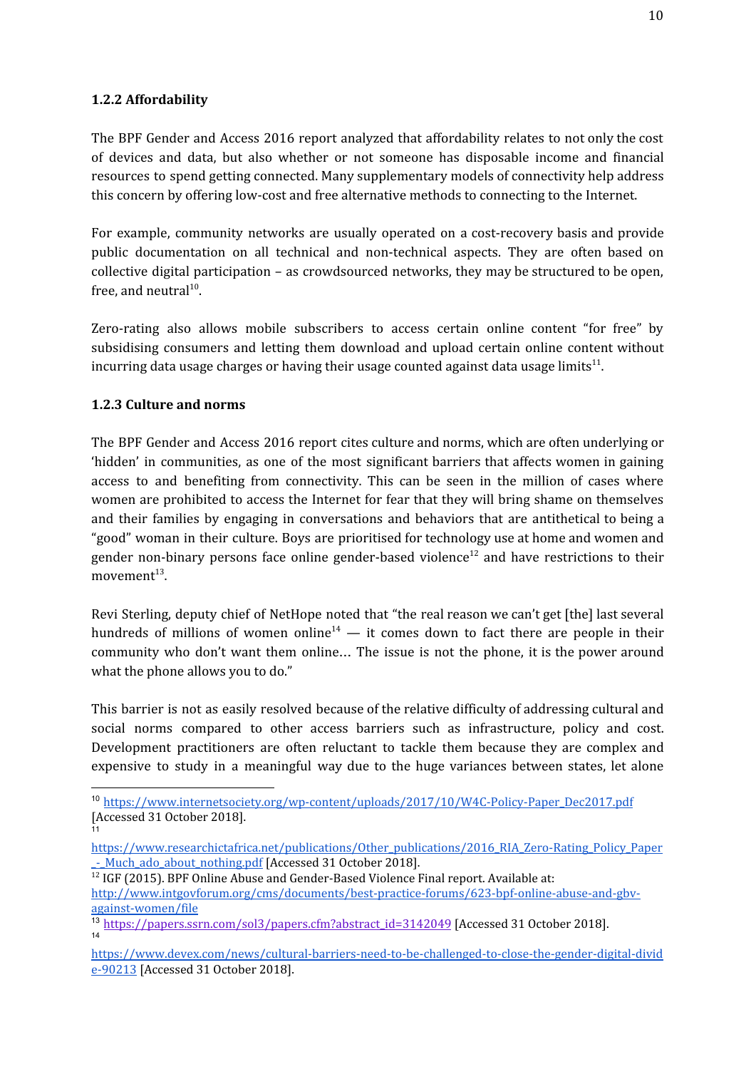### 1.2.2 Affordability

The BPF Gender and Access 2016 report analyzed that affordability relates to not only the cost of devices and data, but also whether or not someone has disposable income and financial resources to spend getting connected. Many supplementary models of connectivity help address this concern by offering low-cost and free alternative methods to connecting to the Internet.

For example, community networks are usually operated on a cost-recovery basis and provide public documentation on all technical and non-technical aspects. They are often based on collective digital participation – as crowdsourced networks, they may be structured to be open, free, and neutral[10].

Zero-rating also allows mobile subscribers to access certain online content "for free" by subsidising consumers and letting them download and upload certain online content without incurring data usage charges or having their usage counted against data usage limits[11].

### 1.2.3 Culture and norms

The BPF Gender and Access 2016 report cites culture and norms, which are often underlying or 'hidden' in communities, as one of the most significant barriers that affects women in gaining access to and benefiting from connectivity. This can be seen in the million of cases where women are prohibited to access the Internet for fear that they will bring shame on themselves and their families by engaging in conversations and behaviors that are antithetical to being a "good" woman in their culture. Boys are prioritised for technology use at home and women and gender non-binary persons face online gender-based violence[12] and have restrictions to their movement[13].

Revi Sterling, deputy chief of NetHope noted that "the real reason we can't get [the] last several hundreds of millions of women online[14] — it comes down to fact there are people in their community who don't want them online… The issue is not the phone, it is the power around what the phone allows you to do."

This barrier is not as easily resolved because of the relative difficulty of addressing cultural and social norms compared to other access barriers such as infrastructure, policy and cost. Development practitioners are often reluctant to tackle them because they are complex and expensive to study in a meaningful way due to the huge variances between states, let alone

---

[10] https://www.internetsociety.org/wp-content/uploads/2017/10/W4C-Policy-Paper_Dec2017.pdf [Accessed 31 October 2018].

[11] https://www.researchictafrica.net/publications/Other_publications/2016_RIA_Zero-Rating_Policy_Paper_-_Much_ado_about_nothing.pdf [Accessed 31 October 2018].

[12] IGF (2015). BPF Online Abuse and Gender-Based Violence Final report. Available at: http://www.intgovforum.org/cms/documents/best-practice-forums/623-bpf-online-abuse-and-gbv-against-women/file

[13] https://papers.ssrn.com/sol3/papers.cfm?abstract_id=3142049 [Accessed 31 October 2018].

[14] https://www.devex.com/news/cultural-barriers-need-to-be-challenged-to-close-the-gender-digital-divide-90213 [Accessed 31 October 2018].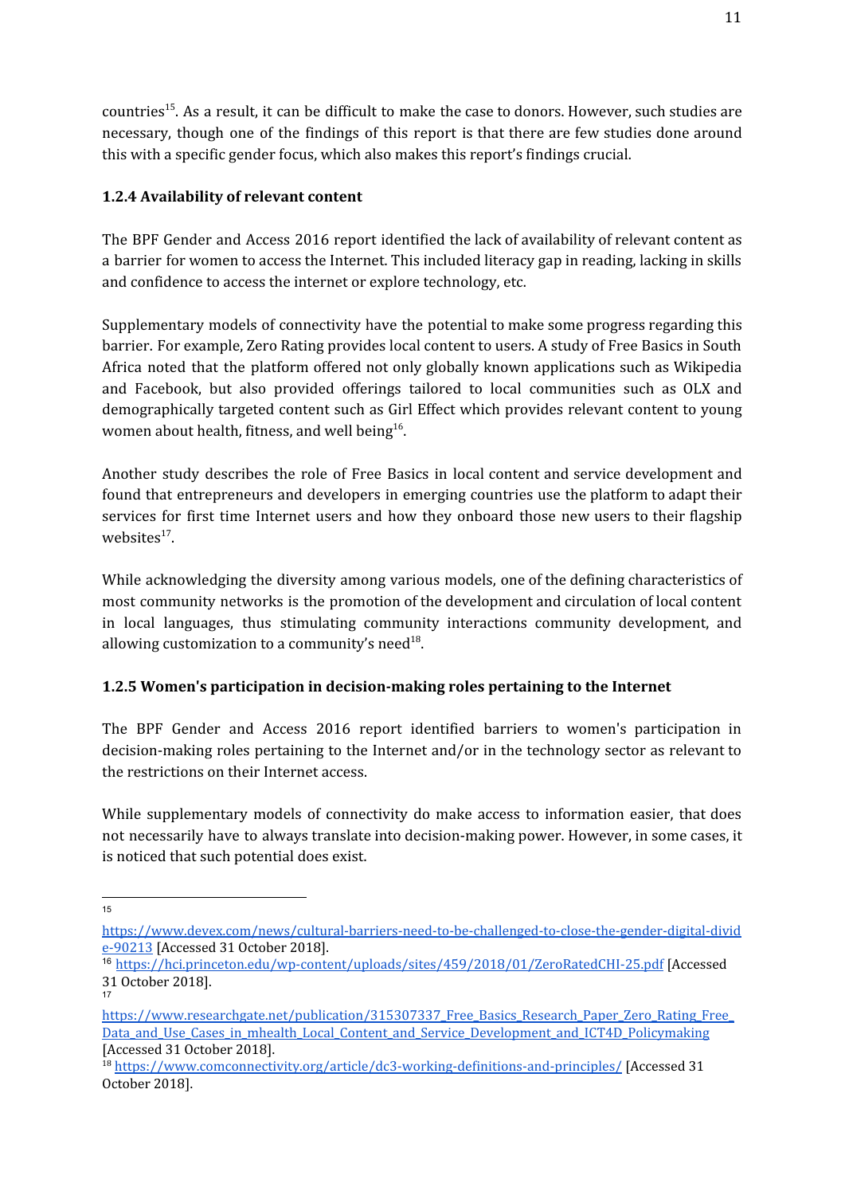countries[15]. As a result, it can be difficult to make the case to donors. However, such studies are necessary, though one of the findings of this report is that there are few studies done around this with a specific gender focus, which also makes this report's findings crucial.

### 1.2.4 Availability of relevant content

The BPF Gender and Access 2016 report identified the lack of availability of relevant content as a barrier for women to access the Internet. This included literacy gap in reading, lacking in skills and confidence to access the internet or explore technology, etc.

Supplementary models of connectivity have the potential to make some progress regarding this barrier. For example, Zero Rating provides local content to users. A study of Free Basics in South Africa noted that the platform offered not only globally known applications such as Wikipedia and Facebook, but also provided offerings tailored to local communities such as OLX and demographically targeted content such as Girl Effect which provides relevant content to young women about health, fitness, and well being[16].

Another study describes the role of Free Basics in local content and service development and found that entrepreneurs and developers in emerging countries use the platform to adapt their services for first time Internet users and how they onboard those new users to their flagship websites[17].

While acknowledging the diversity among various models, one of the defining characteristics of most community networks is the promotion of the development and circulation of local content in local languages, thus stimulating community interactions community development, and allowing customization to a community's need[18].

### 1.2.5 Women's participation in decision-making roles pertaining to the Internet

The BPF Gender and Access 2016 report identified barriers to women's participation in decision-making roles pertaining to the Internet and/or in the technology sector as relevant to the restrictions on their Internet access.

While supplementary models of connectivity do make access to information easier, that does not necessarily have to always translate into decision-making power. However, in some cases, it is noticed that such potential does exist.

---

[15] https://www.devex.com/news/cultural-barriers-need-to-be-challenged-to-close-the-gender-digital-divide-90213 [Accessed 31 October 2018].

[16] https://hci.princeton.edu/wp-content/uploads/sites/459/2018/01/ZeroRatedCHI-25.pdf [Accessed 31 October 2018].

[17] https://www.researchgate.net/publication/315307337_Free_Basics_Research_Paper_Zero_Rating_Free_Data_and_Use_Cases_in_mhealth_Local_Content_and_Service_Development_and_ICT4D_Policymaking [Accessed 31 October 2018].

[18] https://www.comconnectivity.org/article/dc3-working-definitions-and-principles/ [Accessed 31 October 2018].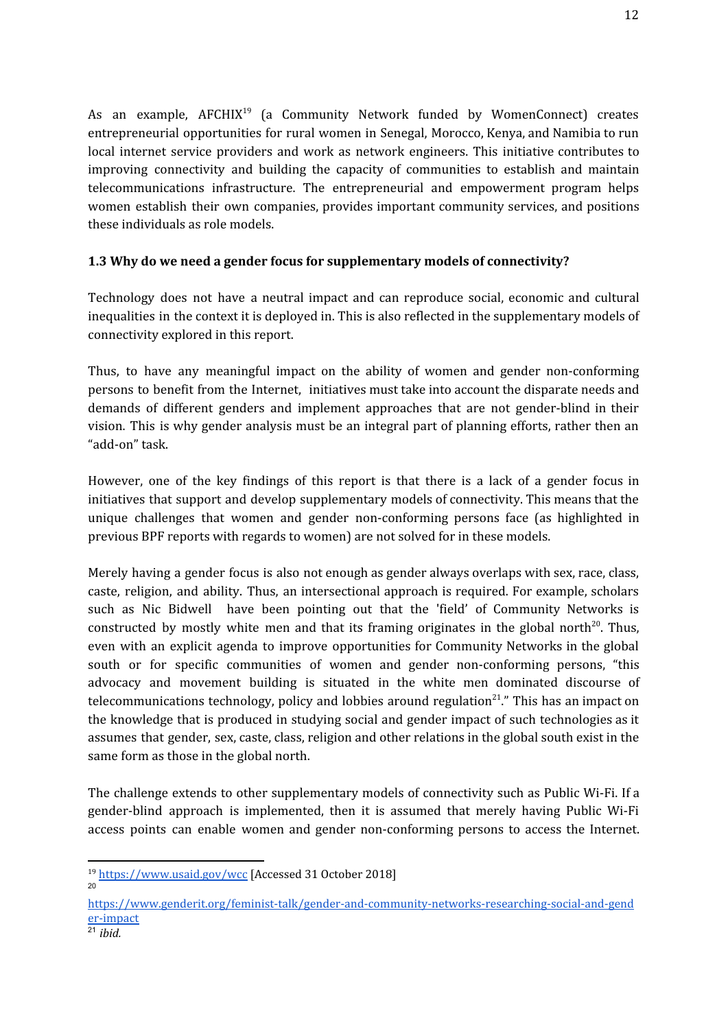As an example, AFCHIX[19] (a Community Network funded by WomenConnect) creates entrepreneurial opportunities for rural women in Senegal, Morocco, Kenya, and Namibia to run local internet service providers and work as network engineers. This initiative contributes to improving connectivity and building the capacity of communities to establish and maintain telecommunications infrastructure. The entrepreneurial and empowerment program helps women establish their own companies, provides important community services, and positions these individuals as role models.

### 1.3 Why do we need a gender focus for supplementary models of connectivity?

Technology does not have a neutral impact and can reproduce social, economic and cultural inequalities in the context it is deployed in. This is also reflected in the supplementary models of connectivity explored in this report.

Thus, to have any meaningful impact on the ability of women and gender non-conforming persons to benefit from the Internet, initiatives must take into account the disparate needs and demands of different genders and implement approaches that are not gender-blind in their vision. This is why gender analysis must be an integral part of planning efforts, rather then an "add-on" task.

However, one of the key findings of this report is that there is a lack of a gender focus in initiatives that support and develop supplementary models of connectivity. This means that the unique challenges that women and gender non-conforming persons face (as highlighted in previous BPF reports with regards to women) are not solved for in these models.

Merely having a gender focus is also not enough as gender always overlaps with sex, race, class, caste, religion, and ability. Thus, an intersectional approach is required. For example, scholars such as Nic Bidwell have been pointing out that the 'field' of Community Networks is constructed by mostly white men and that its framing originates in the global north[20]. Thus, even with an explicit agenda to improve opportunities for Community Networks in the global south or for specific communities of women and gender non-conforming persons, "this advocacy and movement building is situated in the white men dominated discourse of telecommunications technology, policy and lobbies around regulation[21]." This has an impact on the knowledge that is produced in studying social and gender impact of such technologies as it assumes that gender, sex, caste, class, religion and other relations in the global south exist in the same form as those in the global north.

The challenge extends to other supplementary models of connectivity such as Public Wi-Fi. If a gender-blind approach is implemented, then it is assumed that merely having Public Wi-Fi access points can enable women and gender non-conforming persons to access the Internet.

---

[19] https://www.usaid.gov/wcc [Accessed 31 October 2018]

[20] https://www.genderit.org/feminist-talk/gender-and-community-networks-researching-social-and-gender-impact

[21] *ibid.*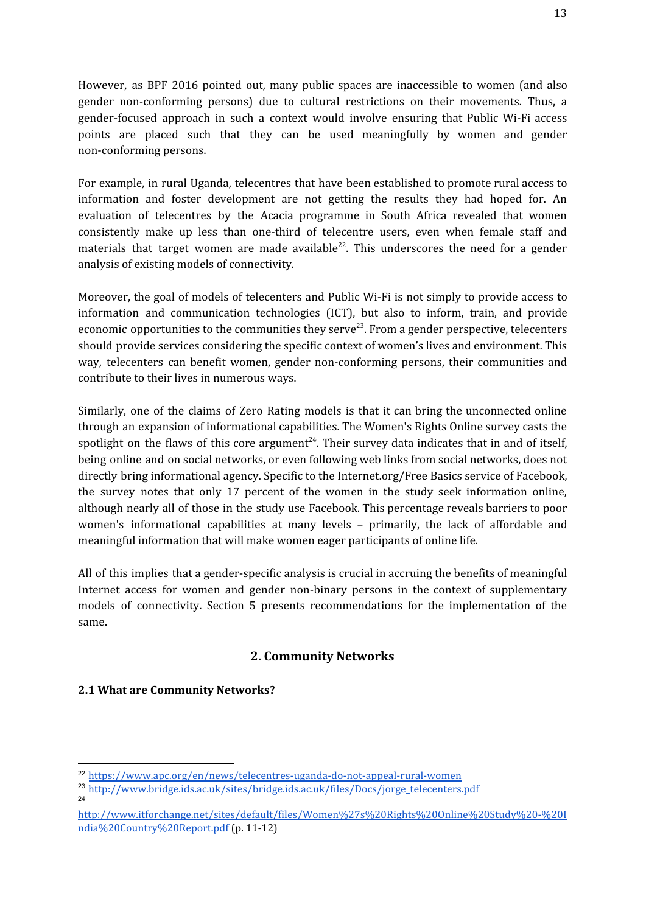However, as BPF 2016 pointed out, many public spaces are inaccessible to women (and also gender non-conforming persons) due to cultural restrictions on their movements. Thus, a gender-focused approach in such a context would involve ensuring that Public Wi-Fi access points are placed such that they can be used meaningfully by women and gender non-conforming persons.

For example, in rural Uganda, telecentres that have been established to promote rural access to information and foster development are not getting the results they had hoped for. An evaluation of telecentres by the Acacia programme in South Africa revealed that women consistently make up less than one-third of telecentre users, even when female staff and materials that target women are made available[22]. This underscores the need for a gender analysis of existing models of connectivity.

Moreover, the goal of models of telecenters and Public Wi-Fi is not simply to provide access to information and communication technologies (ICT), but also to inform, train, and provide economic opportunities to the communities they serve[23]. From a gender perspective, telecenters should provide services considering the specific context of women's lives and environment. This way, telecenters can benefit women, gender non-conforming persons, their communities and contribute to their lives in numerous ways.

Similarly, one of the claims of Zero Rating models is that it can bring the unconnected online through an expansion of informational capabilities. The Women's Rights Online survey casts the spotlight on the flaws of this core argument[24]. Their survey data indicates that in and of itself, being online and on social networks, or even following web links from social networks, does not directly bring informational agency. Specific to the Internet.org/Free Basics service of Facebook, the survey notes that only 17 percent of the women in the study seek information online, although nearly all of those in the study use Facebook. This percentage reveals barriers to poor women's informational capabilities at many levels – primarily, the lack of affordable and meaningful information that will make women eager participants of online life.

All of this implies that a gender-specific analysis is crucial in accruing the benefits of meaningful Internet access for women and gender non-binary persons in the context of supplementary models of connectivity. Section 5 presents recommendations for the implementation of the same.

## 2. Community Networks

### 2.1 What are Community Networks?

---

[22] https://www.apc.org/en/news/telecentres-uganda-do-not-appeal-rural-women

[23] http://www.bridge.ids.ac.uk/sites/bridge.ids.ac.uk/files/Docs/jorge_telecenters.pdf

[24] http://www.itforchange.net/sites/default/files/Women%27s%20Rights%20Online%20Study%20-%20India%20Country%20Report.pdf (p. 11-12)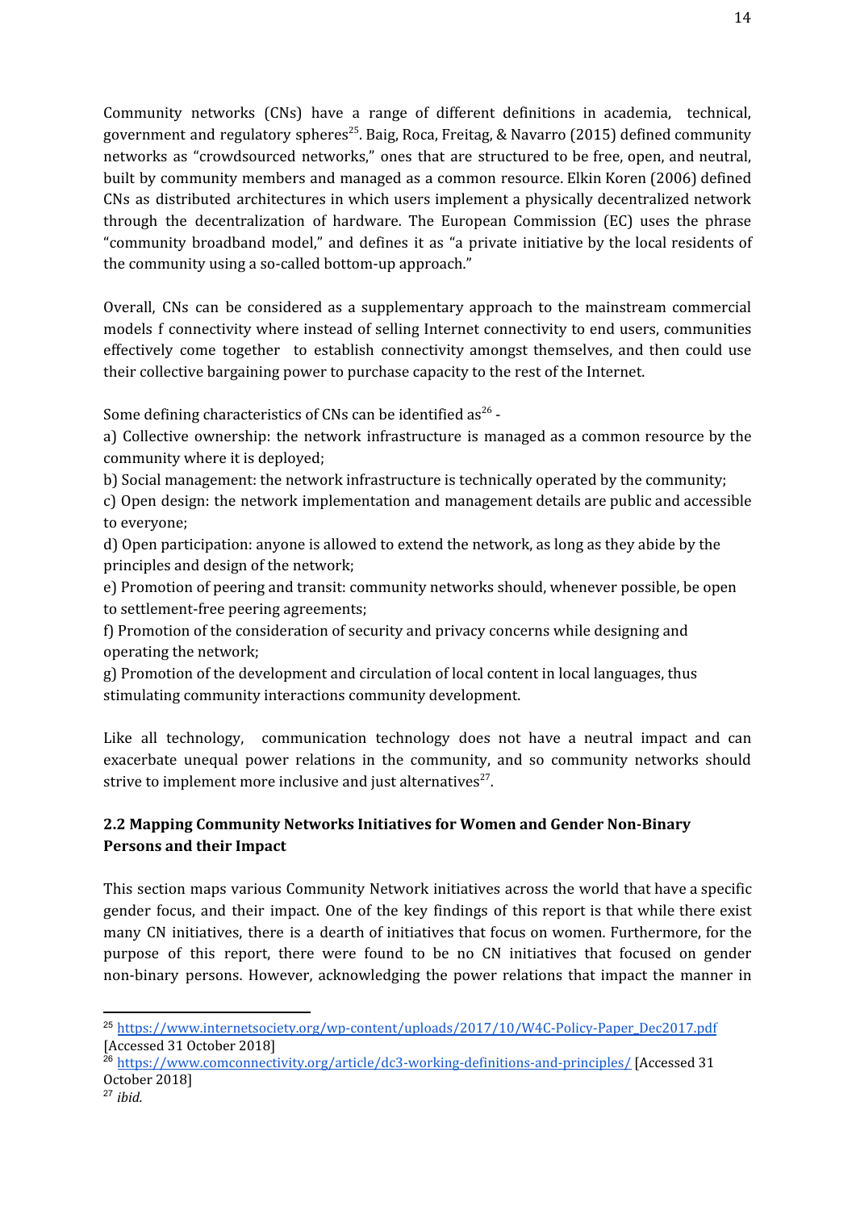Community networks (CNs) have a range of different definitions in academia, technical, government and regulatory spheres[25]. Baig, Roca, Freitag, & Navarro (2015) defined community networks as "crowdsourced networks," ones that are structured to be free, open, and neutral, built by community members and managed as a common resource. Elkin Koren (2006) defined CNs as distributed architectures in which users implement a physically decentralized network through the decentralization of hardware. The European Commission (EC) uses the phrase "community broadband model," and defines it as "a private initiative by the local residents of the community using a so-called bottom-up approach."

Overall, CNs can be considered as a supplementary approach to the mainstream commercial models f connectivity where instead of selling Internet connectivity to end users, communities effectively come together to establish connectivity amongst themselves, and then could use their collective bargaining power to purchase capacity to the rest of the Internet.

Some defining characteristics of CNs can be identified as[26] -

a) Collective ownership: the network infrastructure is managed as a common resource by the community where it is deployed;

b) Social management: the network infrastructure is technically operated by the community;

c) Open design: the network implementation and management details are public and accessible to everyone;

d) Open participation: anyone is allowed to extend the network, as long as they abide by the principles and design of the network;

e) Promotion of peering and transit: community networks should, whenever possible, be open to settlement-free peering agreements;

f) Promotion of the consideration of security and privacy concerns while designing and operating the network;

g) Promotion of the development and circulation of local content in local languages, thus stimulating community interactions community development.

Like all technology, communication technology does not have a neutral impact and can exacerbate unequal power relations in the community, and so community networks should strive to implement more inclusive and just alternatives[27].

### 2.2 Mapping Community Networks Initiatives for Women and Gender Non-Binary Persons and their Impact

This section maps various Community Network initiatives across the world that have a specific gender focus, and their impact. One of the key findings of this report is that while there exist many CN initiatives, there is a dearth of initiatives that focus on women. Furthermore, for the purpose of this report, there were found to be no CN initiatives that focused on gender non-binary persons. However, acknowledging the power relations that impact the manner in

---

[25] https://www.internetsociety.org/wp-content/uploads/2017/10/W4C-Policy-Paper_Dec2017.pdf [Accessed 31 October 2018]

[26] https://www.comconnectivity.org/article/dc3-working-definitions-and-principles/ [Accessed 31 October 2018]

[27] *ibid.*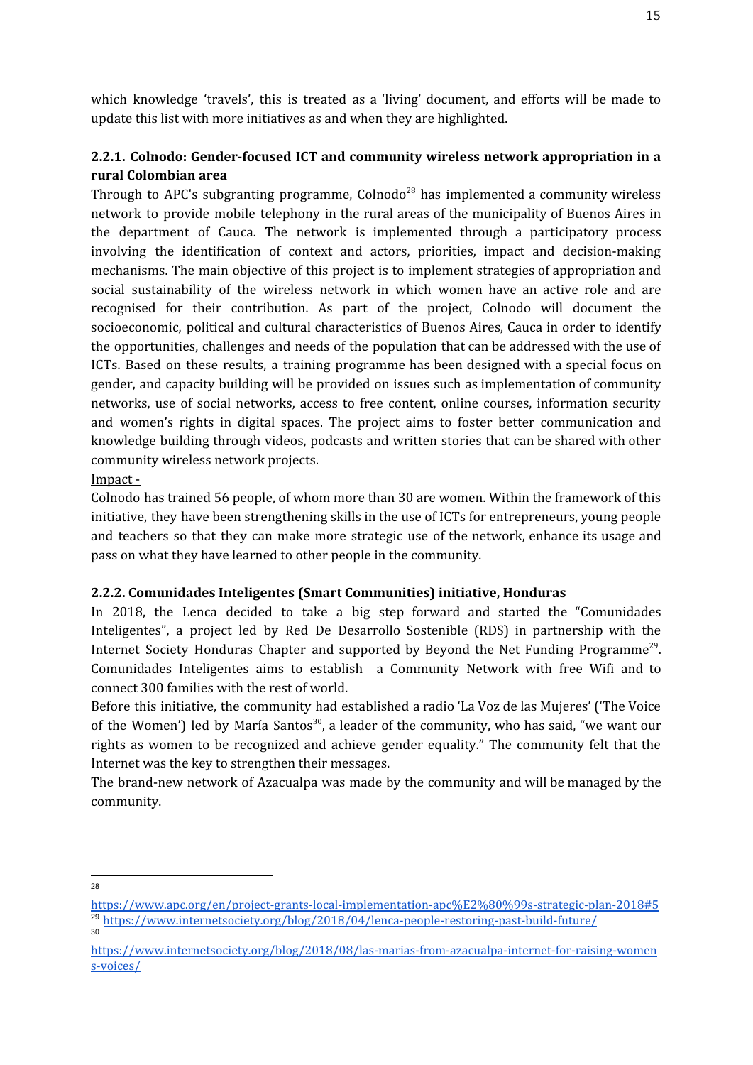which knowledge 'travels', this is treated as a 'living' document, and efforts will be made to update this list with more initiatives as and when they are highlighted.

### 2.2.1. Colnodo: Gender-focused ICT and community wireless network appropriation in a rural Colombian area

Through to APC's subgranting programme, Colnodo[28] has implemented a community wireless network to provide mobile telephony in the rural areas of the municipality of Buenos Aires in the department of Cauca. The network is implemented through a participatory process involving the identification of context and actors, priorities, impact and decision-making mechanisms. The main objective of this project is to implement strategies of appropriation and social sustainability of the wireless network in which women have an active role and are recognised for their contribution. As part of the project, Colnodo will document the socioeconomic, political and cultural characteristics of Buenos Aires, Cauca in order to identify the opportunities, challenges and needs of the population that can be addressed with the use of ICTs. Based on these results, a training programme has been designed with a special focus on gender, and capacity building will be provided on issues such as implementation of community networks, use of social networks, access to free content, online courses, information security and women's rights in digital spaces. The project aims to foster better communication and knowledge building through videos, podcasts and written stories that can be shared with other community wireless network projects.

Impact -

Colnodo has trained 56 people, of whom more than 30 are women. Within the framework of this initiative, they have been strengthening skills in the use of ICTs for entrepreneurs, young people and teachers so that they can make more strategic use of the network, enhance its usage and pass on what they have learned to other people in the community.

### 2.2.2. Comunidades Inteligentes (Smart Communities) initiative, Honduras

In 2018, the Lenca decided to take a big step forward and started the "Comunidades Inteligentes", a project led by Red De Desarrollo Sostenible (RDS) in partnership with the Internet Society Honduras Chapter and supported by Beyond the Net Funding Programme[29]. Comunidades Inteligentes aims to establish a Community Network with free Wifi and to connect 300 families with the rest of world.

Before this initiative, the community had established a radio 'La Voz de las Mujeres' ('The Voice of the Women') led by María Santos[30], a leader of the community, who has said, "we want our rights as women to be recognized and achieve gender equality." The community felt that the Internet was the key to strengthen their messages.

The brand-new network of Azacualpa was made by the community and will be managed by the community.

---

[28] https://www.apc.org/en/project-grants-local-implementation-apc%E2%80%99s-strategic-plan-2018#5

[29] https://www.internetsociety.org/blog/2018/04/lenca-people-restoring-past-build-future/

[30] https://www.internetsociety.org/blog/2018/08/las-marias-from-azacualpa-internet-for-raising-womens-voices/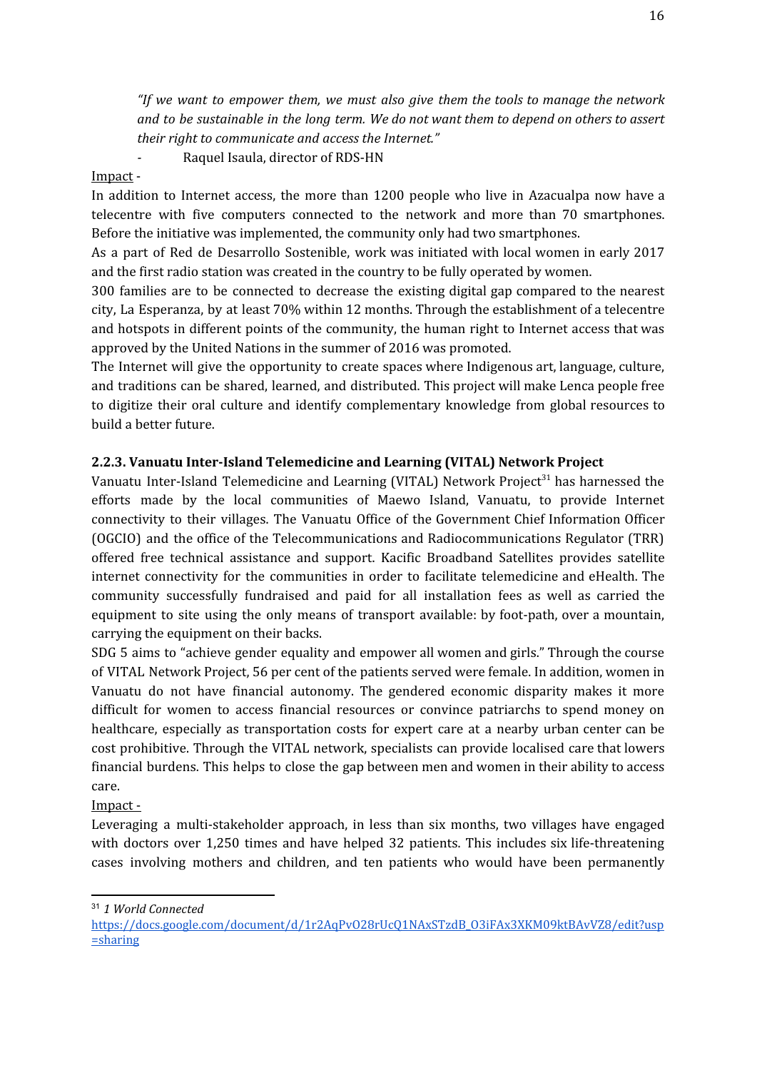*"If we want to empower them, we must also give them the tools to manage the network and to be sustainable in the long term. We do not want them to depend on others to assert their right to communicate and access the Internet."*

- Raquel Isaula, director of RDS-HN

Impact -

In addition to Internet access, the more than 1200 people who live in Azacualpa now have a telecentre with five computers connected to the network and more than 70 smartphones. Before the initiative was implemented, the community only had two smartphones.

As a part of Red de Desarrollo Sostenible, work was initiated with local women in early 2017 and the first radio station was created in the country to be fully operated by women.

300 families are to be connected to decrease the existing digital gap compared to the nearest city, La Esperanza, by at least 70% within 12 months. Through the establishment of a telecentre and hotspots in different points of the community, the human right to Internet access that was approved by the United Nations in the summer of 2016 was promoted.

The Internet will give the opportunity to create spaces where Indigenous art, language, culture, and traditions can be shared, learned, and distributed. This project will make Lenca people free to digitize their oral culture and identify complementary knowledge from global resources to build a better future.

### 2.2.3. Vanuatu Inter-Island Telemedicine and Learning (VITAL) Network Project

Vanuatu Inter-Island Telemedicine and Learning (VITAL) Network Project[31] has harnessed the efforts made by the local communities of Maewo Island, Vanuatu, to provide Internet connectivity to their villages. The Vanuatu Office of the Government Chief Information Officer (OGCIO) and the office of the Telecommunications and Radiocommunications Regulator (TRR) offered free technical assistance and support. Kacific Broadband Satellites provides satellite internet connectivity for the communities in order to facilitate telemedicine and eHealth. The community successfully fundraised and paid for all installation fees as well as carried the equipment to site using the only means of transport available: by foot-path, over a mountain, carrying the equipment on their backs.

SDG 5 aims to "achieve gender equality and empower all women and girls." Through the course of VITAL Network Project, 56 per cent of the patients served were female. In addition, women in Vanuatu do not have financial autonomy. The gendered economic disparity makes it more difficult for women to access financial resources or convince patriarchs to spend money on healthcare, especially as transportation costs for expert care at a nearby urban center can be cost prohibitive. Through the VITAL network, specialists can provide localised care that lowers financial burdens. This helps to close the gap between men and women in their ability to access care.

Impact -

Leveraging a multi-stakeholder approach, in less than six months, two villages have engaged with doctors over 1,250 times and have helped 32 patients. This includes six life-threatening cases involving mothers and children, and ten patients who would have been permanently

---

[31] *1 World Connected* https://docs.google.com/document/d/1r2AqPvO28rUcQ1NAxSTzdB_O3iFAx3XKM09ktBAvVZ8/edit?usp=sharing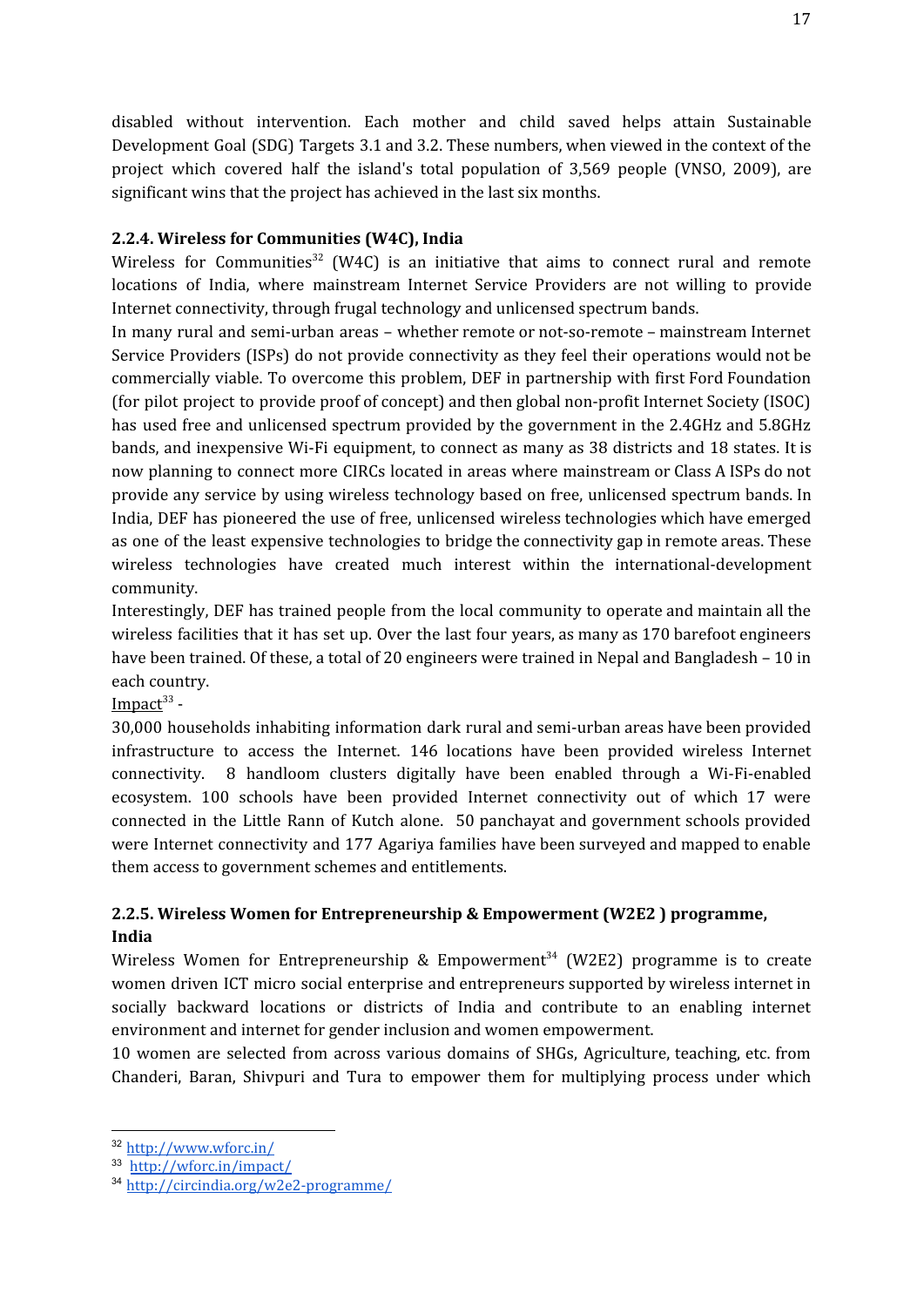disabled without intervention. Each mother and child saved helps attain Sustainable Development Goal (SDG) Targets 3.1 and 3.2. These numbers, when viewed in the context of the project which covered half the island's total population of 3,569 people (VNSO, 2009), are significant wins that the project has achieved in the last six months.

### 2.2.4. Wireless for Communities (W4C), India

Wireless for Communities[32] (W4C) is an initiative that aims to connect rural and remote locations of India, where mainstream Internet Service Providers are not willing to provide Internet connectivity, through frugal technology and unlicensed spectrum bands.

In many rural and semi-urban areas – whether remote or not-so-remote – mainstream Internet Service Providers (ISPs) do not provide connectivity as they feel their operations would not be commercially viable. To overcome this problem, DEF in partnership with first Ford Foundation (for pilot project to provide proof of concept) and then global non-profit Internet Society (ISOC) has used free and unlicensed spectrum provided by the government in the 2.4GHz and 5.8GHz bands, and inexpensive Wi-Fi equipment, to connect as many as 38 districts and 18 states. It is now planning to connect more CIRCs located in areas where mainstream or Class A ISPs do not provide any service by using wireless technology based on free, unlicensed spectrum bands. In India, DEF has pioneered the use of free, unlicensed wireless technologies which have emerged as one of the least expensive technologies to bridge the connectivity gap in remote areas. These wireless technologies have created much interest within the international-development community.

Interestingly, DEF has trained people from the local community to operate and maintain all the wireless facilities that it has set up. Over the last four years, as many as 170 barefoot engineers have been trained. Of these, a total of 20 engineers were trained in Nepal and Bangladesh – 10 in each country.

Impact[33] -

30,000 households inhabiting information dark rural and semi-urban areas have been provided infrastructure to access the Internet. 146 locations have been provided wireless Internet connectivity. 8 handloom clusters digitally have been enabled through a Wi-Fi-enabled ecosystem. 100 schools have been provided Internet connectivity out of which 17 were connected in the Little Rann of Kutch alone. 50 panchayat and government schools provided were Internet connectivity and 177 Agariya families have been surveyed and mapped to enable them access to government schemes and entitlements.

### 2.2.5. Wireless Women for Entrepreneurship & Empowerment (W2E2 ) programme, India

Wireless Women for Entrepreneurship & Empowerment[34] (W2E2) programme is to create women driven ICT micro social enterprise and entrepreneurs supported by wireless internet in socially backward locations or districts of India and contribute to an enabling internet environment and internet for gender inclusion and women empowerment.

10 women are selected from across various domains of SHGs, Agriculture, teaching, etc. from Chanderi, Baran, Shivpuri and Tura to empower them for multiplying process under which

---

[32] http://www.wforc.in/

[33] http://wforc.in/impact/

[34] http://circindia.org/w2e2-programme/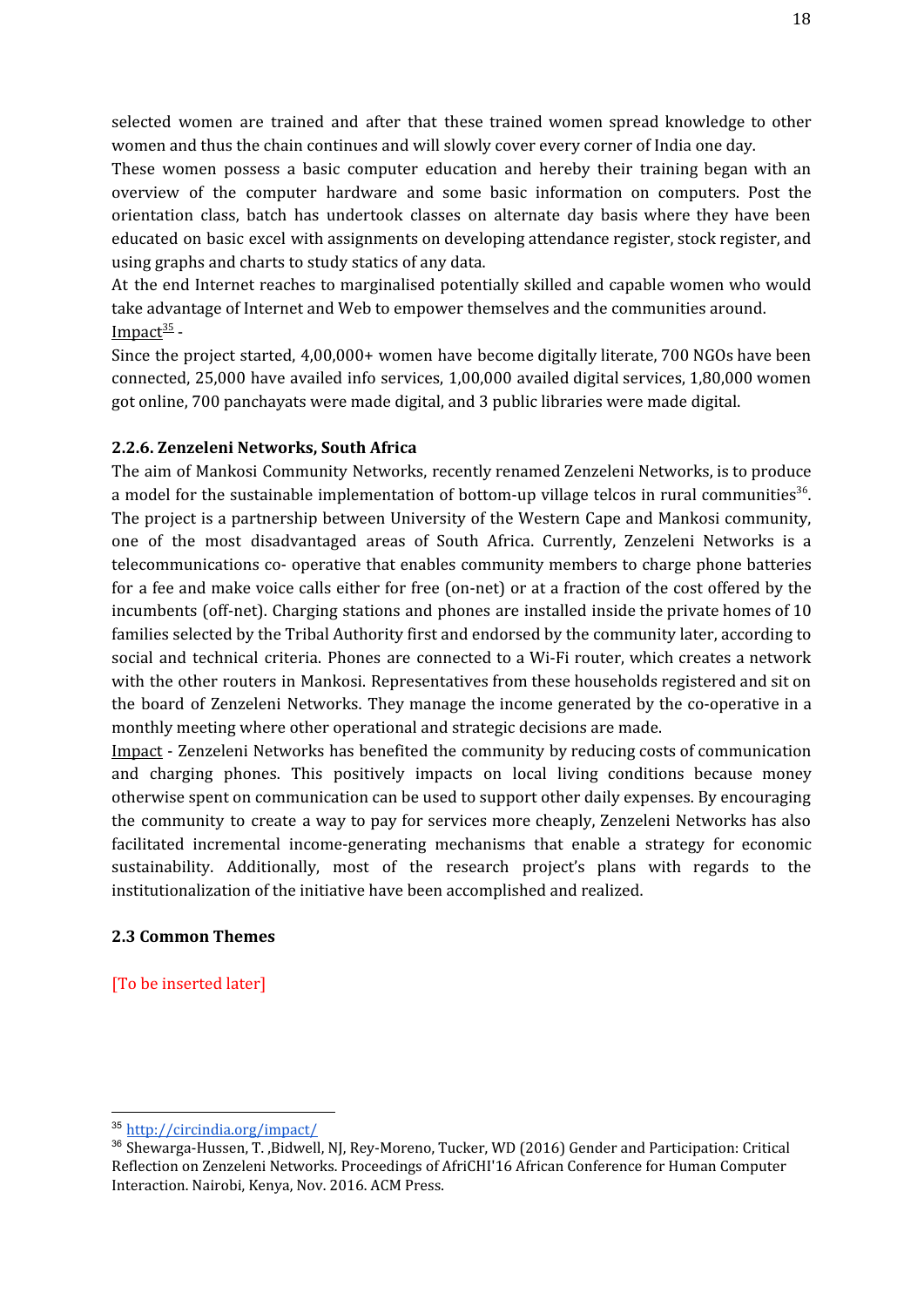selected women are trained and after that these trained women spread knowledge to other women and thus the chain continues and will slowly cover every corner of India one day.

These women possess a basic computer education and hereby their training began with an overview of the computer hardware and some basic information on computers. Post the orientation class, batch has undertook classes on alternate day basis where they have been educated on basic excel with assignments on developing attendance register, stock register, and using graphs and charts to study statics of any data.

At the end Internet reaches to marginalised potentially skilled and capable women who would take advantage of Internet and Web to empower themselves and the communities around.

Impact[35] -

Since the project started, 4,00,000+ women have become digitally literate, 700 NGOs have been connected, 25,000 have availed info services, 1,00,000 availed digital services, 1,80,000 women got online, 700 panchayats were made digital, and 3 public libraries were made digital.

#### 2.2.6. Zenzeleni Networks, South Africa

The aim of Mankosi Community Networks, recently renamed Zenzeleni Networks, is to produce a model for the sustainable implementation of bottom-up village telcos in rural communities[36]. The project is a partnership between University of the Western Cape and Mankosi community, one of the most disadvantaged areas of South Africa. Currently, Zenzeleni Networks is a telecommunications co- operative that enables community members to charge phone batteries for a fee and make voice calls either for free (on-net) or at a fraction of the cost offered by the incumbents (off-net). Charging stations and phones are installed inside the private homes of 10 families selected by the Tribal Authority first and endorsed by the community later, according to social and technical criteria. Phones are connected to a Wi-Fi router, which creates a network with the other routers in Mankosi. Representatives from these households registered and sit on the board of Zenzeleni Networks. They manage the income generated by the co-operative in a monthly meeting where other operational and strategic decisions are made.

Impact - Zenzeleni Networks has benefited the community by reducing costs of communication and charging phones. This positively impacts on local living conditions because money otherwise spent on communication can be used to support other daily expenses. By encouraging the community to create a way to pay for services more cheaply, Zenzeleni Networks has also facilitated incremental income-generating mechanisms that enable a strategy for economic sustainability. Additionally, most of the research project's plans with regards to the institutionalization of the initiative have been accomplished and realized.

### 2.3 Common Themes

[To be inserted later]

---

[35] http://circindia.org/impact/

[36] Shewarga-Hussen, T. ,Bidwell, NJ, Rey-Moreno, Tucker, WD (2016) Gender and Participation: Critical Reflection on Zenzeleni Networks. Proceedings of AfriCHI'16 African Conference for Human Computer Interaction. Nairobi, Kenya, Nov. 2016. ACM Press.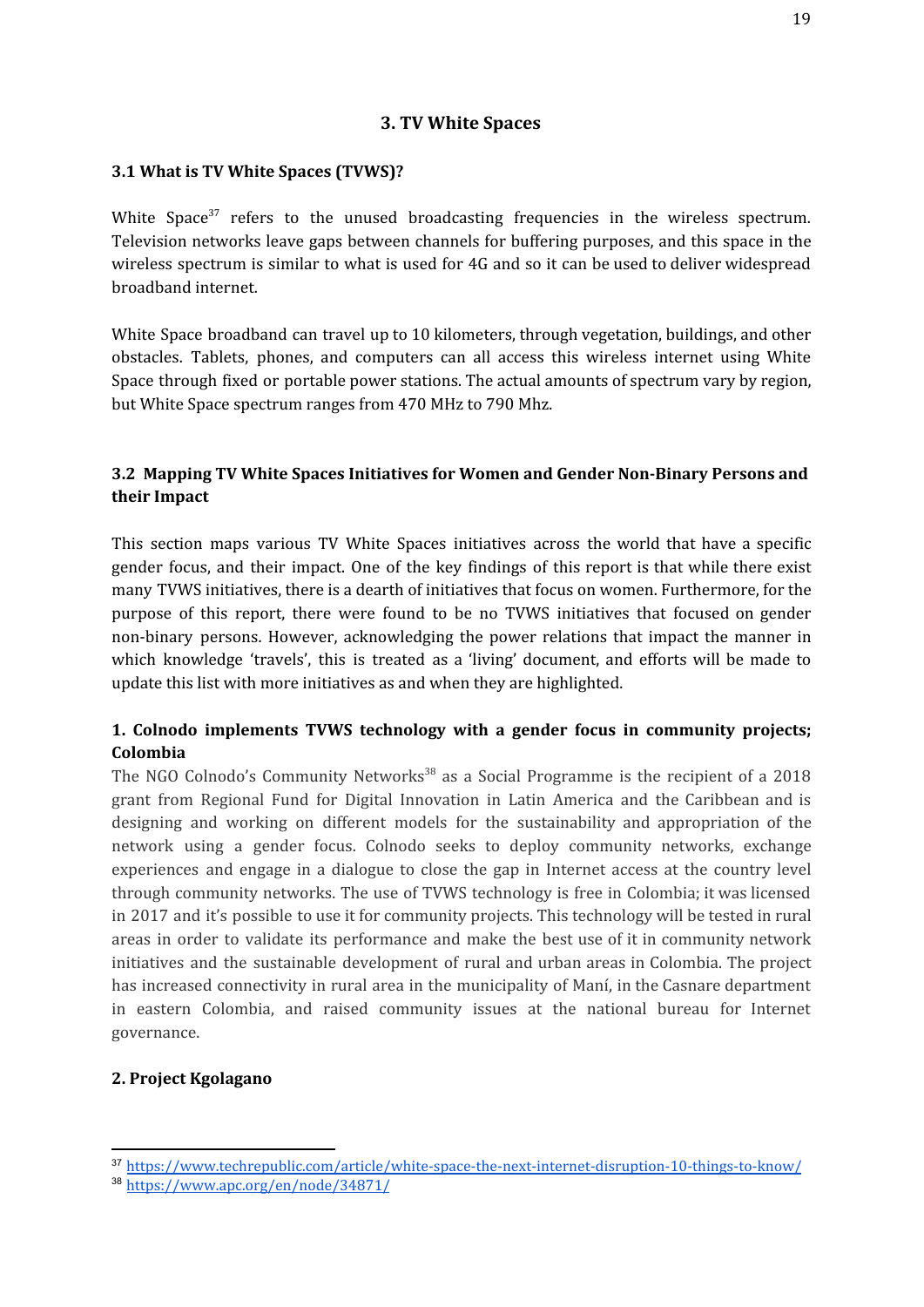# 3. TV White Spaces

## 3.1 What is TV White Spaces (TVWS)?

White Space[37] refers to the unused broadcasting frequencies in the wireless spectrum. Television networks leave gaps between channels for buffering purposes, and this space in the wireless spectrum is similar to what is used for 4G and so it can be used to deliver widespread broadband internet.

White Space broadband can travel up to 10 kilometers, through vegetation, buildings, and other obstacles. Tablets, phones, and computers can all access this wireless internet using White Space through fixed or portable power stations. The actual amounts of spectrum vary by region, but White Space spectrum ranges from 470 MHz to 790 Mhz.

## 3.2 Mapping TV White Spaces Initiatives for Women and Gender Non-Binary Persons and their Impact

This section maps various TV White Spaces initiatives across the world that have a specific gender focus, and their impact. One of the key findings of this report is that while there exist many TVWS initiatives, there is a dearth of initiatives that focus on women. Furthermore, for the purpose of this report, there were found to be no TVWS initiatives that focused on gender non-binary persons. However, acknowledging the power relations that impact the manner in which knowledge 'travels', this is treated as a 'living' document, and efforts will be made to update this list with more initiatives as and when they are highlighted.

### 1. Colnodo implements TVWS technology with a gender focus in community projects; Colombia

The NGO Colnodo's Community Networks[38] as a Social Programme is the recipient of a 2018 grant from Regional Fund for Digital Innovation in Latin America and the Caribbean and is designing and working on different models for the sustainability and appropriation of the network using a gender focus. Colnodo seeks to deploy community networks, exchange experiences and engage in a dialogue to close the gap in Internet access at the country level through community networks. The use of TVWS technology is free in Colombia; it was licensed in 2017 and it's possible to use it for community projects. This technology will be tested in rural areas in order to validate its performance and make the best use of it in community network initiatives and the sustainable development of rural and urban areas in Colombia. The project has increased connectivity in rural area in the municipality of Maní, in the Casnare department in eastern Colombia, and raised community issues at the national bureau for Internet governance.

### 2. Project Kgolagano

---

[37] https://www.techrepublic.com/article/white-space-the-next-internet-disruption-10-things-to-know/

[38] https://www.apc.org/en/node/34871/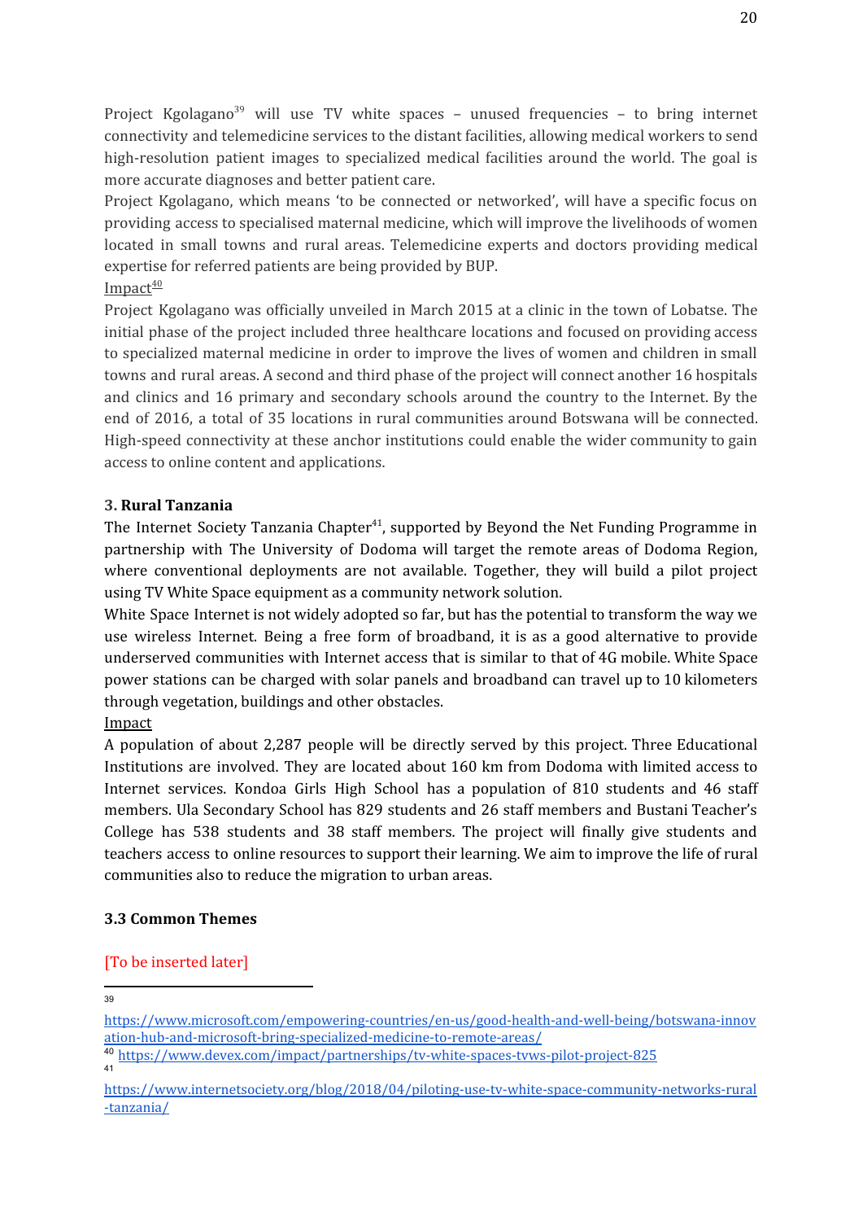Project Kgolagano[39] will use TV white spaces – unused frequencies – to bring internet connectivity and telemedicine services to the distant facilities, allowing medical workers to send high-resolution patient images to specialized medical facilities around the world. The goal is more accurate diagnoses and better patient care.

Project Kgolagano, which means 'to be connected or networked', will have a specific focus on providing access to specialised maternal medicine, which will improve the livelihoods of women located in small towns and rural areas. Telemedicine experts and doctors providing medical expertise for referred patients are being provided by BUP.

Impact[40]

Project Kgolagano was officially unveiled in March 2015 at a clinic in the town of Lobatse. The initial phase of the project included three healthcare locations and focused on providing access to specialized maternal medicine in order to improve the lives of women and children in small towns and rural areas. A second and third phase of the project will connect another 16 hospitals and clinics and 16 primary and secondary schools around the country to the Internet. By the end of 2016, a total of 35 locations in rural communities around Botswana will be connected. High-speed connectivity at these anchor institutions could enable the wider community to gain access to online content and applications.

**3. Rural Tanzania**

The Internet Society Tanzania Chapter[41], supported by Beyond the Net Funding Programme in partnership with The University of Dodoma will target the remote areas of Dodoma Region, where conventional deployments are not available. Together, they will build a pilot project using TV White Space equipment as a community network solution.

White Space Internet is not widely adopted so far, but has the potential to transform the way we use wireless Internet. Being a free form of broadband, it is as a good alternative to provide underserved communities with Internet access that is similar to that of 4G mobile. White Space power stations can be charged with solar panels and broadband can travel up to 10 kilometers through vegetation, buildings and other obstacles.

Impact

A population of about 2,287 people will be directly served by this project. Three Educational Institutions are involved. They are located about 160 km from Dodoma with limited access to Internet services. Kondoa Girls High School has a population of 810 students and 46 staff members. Ula Secondary School has 829 students and 26 staff members and Bustani Teacher's College has 538 students and 38 staff members. The project will finally give students and teachers access to online resources to support their learning. We aim to improve the life of rural communities also to reduce the migration to urban areas.

### 3.3 Common Themes

[To be inserted later]

---

[39] https://www.microsoft.com/empowering-countries/en-us/good-health-and-well-being/botswana-innovation-hub-and-microsoft-bring-specialized-medicine-to-remote-areas/

[40] https://www.devex.com/impact/partnerships/tv-white-spaces-tvws-pilot-project-825

[41] https://www.internetsociety.org/blog/2018/04/piloting-use-tv-white-space-community-networks-rural-tanzania/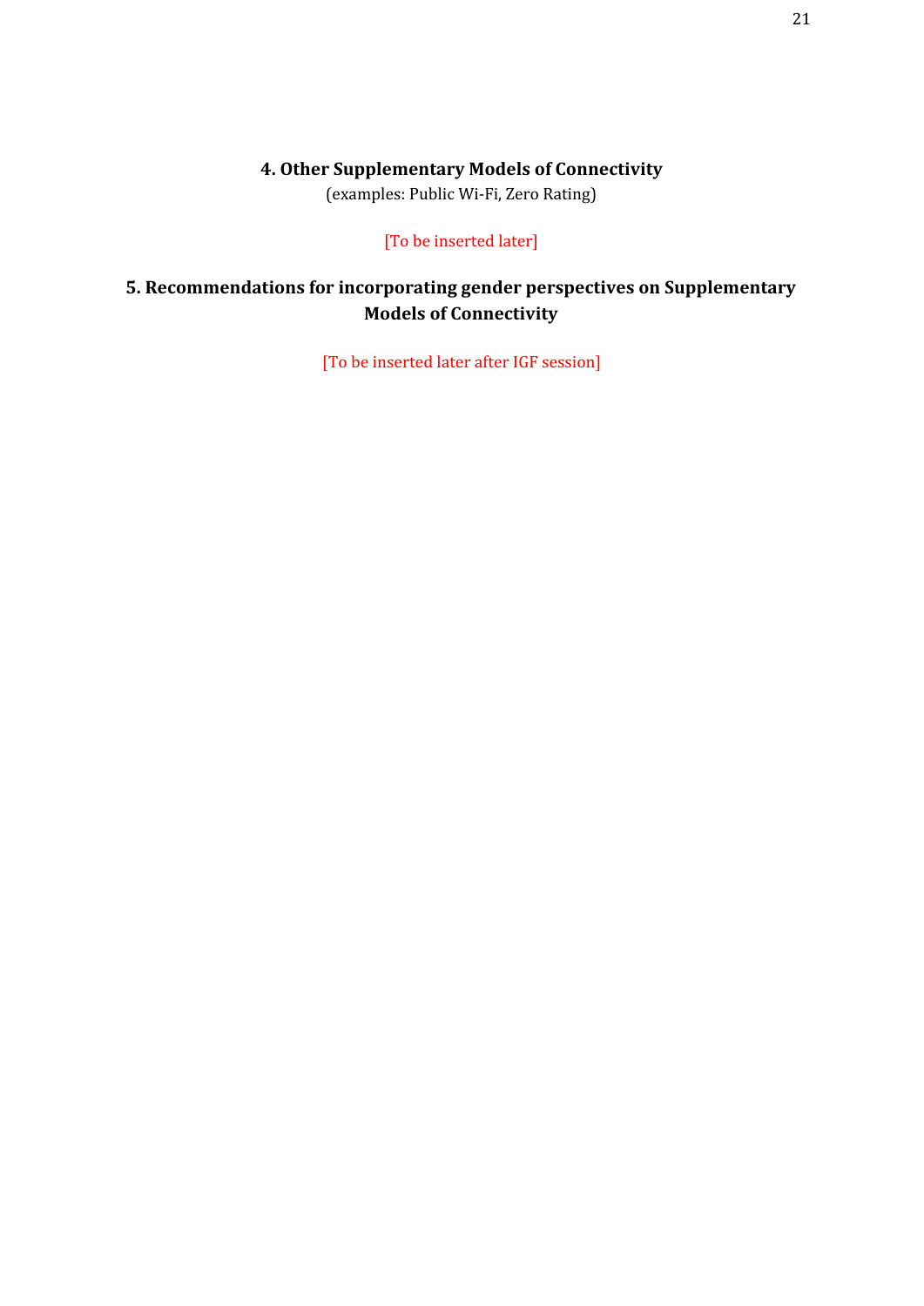## 4. Other Supplementary Models of Connectivity

(examples: Public Wi-Fi, Zero Rating)

[To be inserted later]

## 5. Recommendations for incorporating gender perspectives on Supplementary Models of Connectivity

[To be inserted later after IGF session]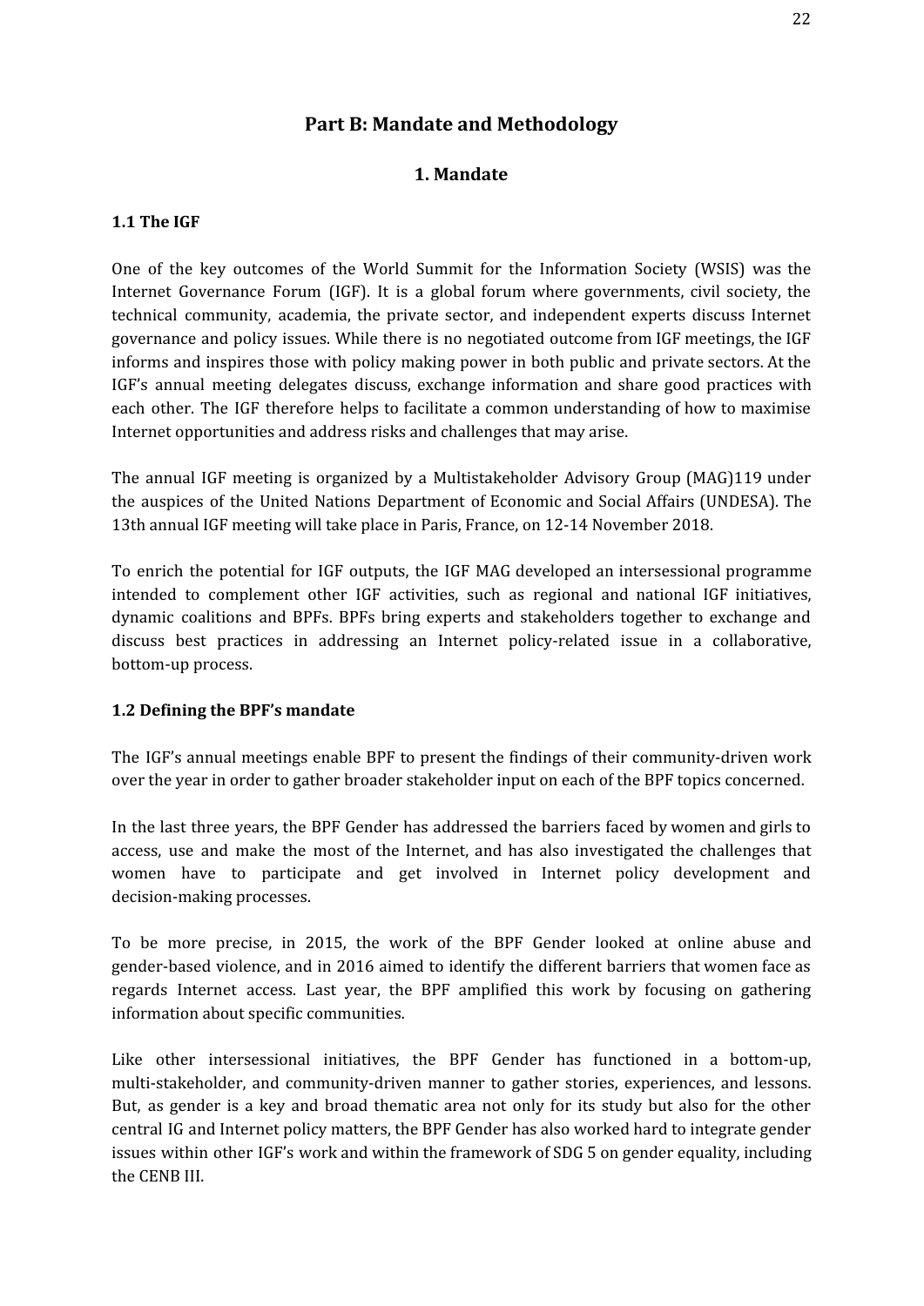# Part B: Mandate and Methodology

## 1. Mandate

### 1.1 The IGF

One of the key outcomes of the World Summit for the Information Society (WSIS) was the Internet Governance Forum (IGF). It is a global forum where governments, civil society, the technical community, academia, the private sector, and independent experts discuss Internet governance and policy issues. While there is no negotiated outcome from IGF meetings, the IGF informs and inspires those with policy making power in both public and private sectors. At the IGF's annual meeting delegates discuss, exchange information and share good practices with each other. The IGF therefore helps to facilitate a common understanding of how to maximise Internet opportunities and address risks and challenges that may arise.

The annual IGF meeting is organized by a Multistakeholder Advisory Group (MAG)119 under the auspices of the United Nations Department of Economic and Social Affairs (UNDESA). The 13th annual IGF meeting will take place in Paris, France, on 12-14 November 2018.

To enrich the potential for IGF outputs, the IGF MAG developed an intersessional programme intended to complement other IGF activities, such as regional and national IGF initiatives, dynamic coalitions and BPFs. BPFs bring experts and stakeholders together to exchange and discuss best practices in addressing an Internet policy-related issue in a collaborative, bottom-up process.

### 1.2 Defining the BPF's mandate

The IGF's annual meetings enable BPF to present the findings of their community-driven work over the year in order to gather broader stakeholder input on each of the BPF topics concerned.

In the last three years, the BPF Gender has addressed the barriers faced by women and girls to access, use and make the most of the Internet, and has also investigated the challenges that women have to participate and get involved in Internet policy development and decision-making processes.

To be more precise, in 2015, the work of the BPF Gender looked at online abuse and gender-based violence, and in 2016 aimed to identify the different barriers that women face as regards Internet access. Last year, the BPF amplified this work by focusing on gathering information about specific communities.

Like other intersessional initiatives, the BPF Gender has functioned in a bottom-up, multi-stakeholder, and community-driven manner to gather stories, experiences, and lessons. But, as gender is a key and broad thematic area not only for its study but also for the other central IG and Internet policy matters, the BPF Gender has also worked hard to integrate gender issues within other IGF's work and within the framework of SDG 5 on gender equality, including the CENB III.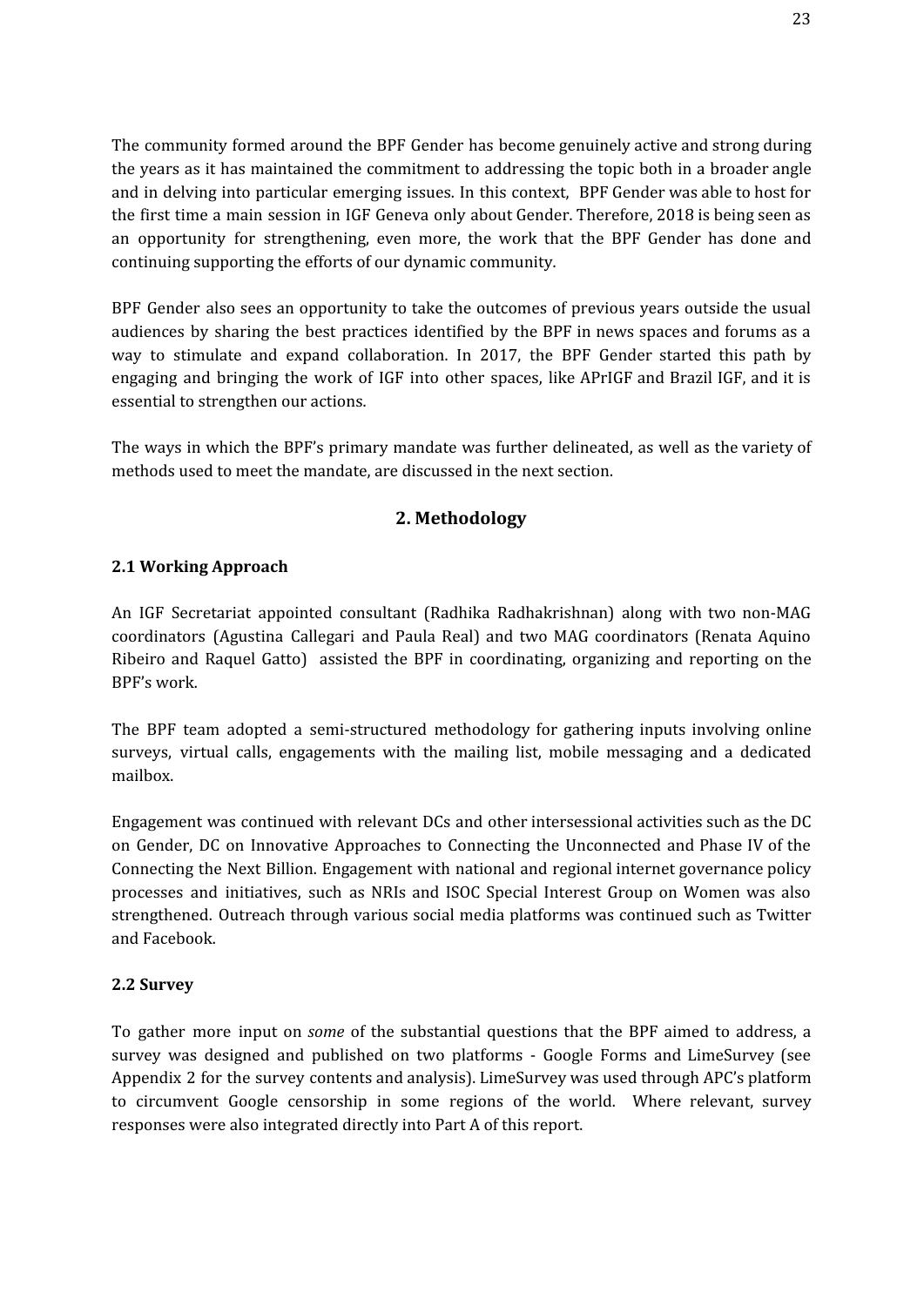The community formed around the BPF Gender has become genuinely active and strong during the years as it has maintained the commitment to addressing the topic both in a broader angle and in delving into particular emerging issues. In this context, BPF Gender was able to host for the first time a main session in IGF Geneva only about Gender. Therefore, 2018 is being seen as an opportunity for strengthening, even more, the work that the BPF Gender has done and continuing supporting the efforts of our dynamic community.

BPF Gender also sees an opportunity to take the outcomes of previous years outside the usual audiences by sharing the best practices identified by the BPF in news spaces and forums as a way to stimulate and expand collaboration. In 2017, the BPF Gender started this path by engaging and bringing the work of IGF into other spaces, like APrIGF and Brazil IGF, and it is essential to strengthen our actions.

The ways in which the BPF's primary mandate was further delineated, as well as the variety of methods used to meet the mandate, are discussed in the next section.

## 2. Methodology

### 2.1 Working Approach

An IGF Secretariat appointed consultant (Radhika Radhakrishnan) along with two non-MAG coordinators (Agustina Callegari and Paula Real) and two MAG coordinators (Renata Aquino Ribeiro and Raquel Gatto) assisted the BPF in coordinating, organizing and reporting on the BPF's work.

The BPF team adopted a semi-structured methodology for gathering inputs involving online surveys, virtual calls, engagements with the mailing list, mobile messaging and a dedicated mailbox.

Engagement was continued with relevant DCs and other intersessional activities such as the DC on Gender, DC on Innovative Approaches to Connecting the Unconnected and Phase IV of the Connecting the Next Billion. Engagement with national and regional internet governance policy processes and initiatives, such as NRIs and ISOC Special Interest Group on Women was also strengthened. Outreach through various social media platforms was continued such as Twitter and Facebook.

### 2.2 Survey

To gather more input on *some* of the substantial questions that the BPF aimed to address, a survey was designed and published on two platforms - Google Forms and LimeSurvey (see Appendix 2 for the survey contents and analysis). LimeSurvey was used through APC's platform to circumvent Google censorship in some regions of the world. Where relevant, survey responses were also integrated directly into Part A of this report.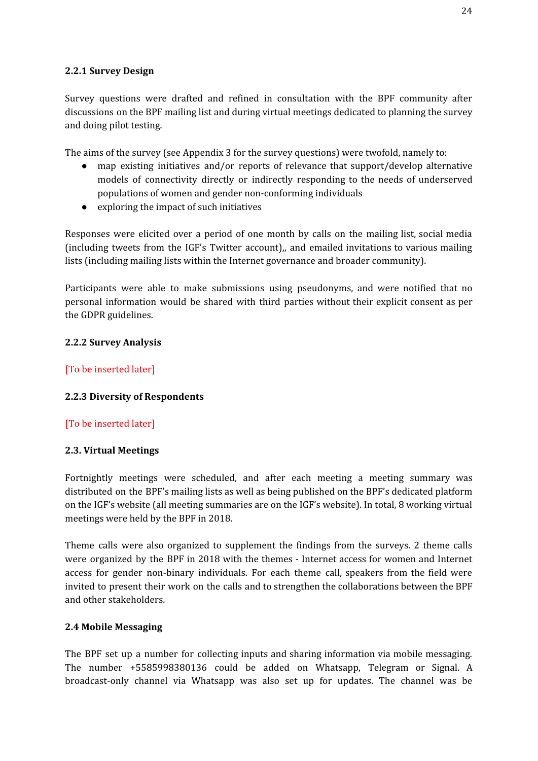### 2.2.1 Survey Design

Survey questions were drafted and refined in consultation with the BPF community after discussions on the BPF mailing list and during virtual meetings dedicated to planning the survey and doing pilot testing.

The aims of the survey (see Appendix 3 for the survey questions) were twofold, namely to:

- map existing initiatives and/or reports of relevance that support/develop alternative models of connectivity directly or indirectly responding to the needs of underserved populations of women and gender non-conforming individuals
- exploring the impact of such initiatives

Responses were elicited over a period of one month by calls on the mailing list, social media (including tweets from the IGF's Twitter account),, and emailed invitations to various mailing lists (including mailing lists within the Internet governance and broader community).

Participants were able to make submissions using pseudonyms, and were notified that no personal information would be shared with third parties without their explicit consent as per the GDPR guidelines.

### 2.2.2 Survey Analysis

[To be inserted later]

### 2.2.3 Diversity of Respondents

[To be inserted later]

### 2.3. Virtual Meetings

Fortnightly meetings were scheduled, and after each meeting a meeting summary was distributed on the BPF's mailing lists as well as being published on the BPF's dedicated platform on the IGF's website (all meeting summaries are on the IGF's website). In total, 8 working virtual meetings were held by the BPF in 2018.

Theme calls were also organized to supplement the findings from the surveys. 2 theme calls were organized by the BPF in 2018 with the themes - Internet access for women and Internet access for gender non-binary individuals. For each theme call, speakers from the field were invited to present their work on the calls and to strengthen the collaborations between the BPF and other stakeholders.

### 2.4 Mobile Messaging

The BPF set up a number for collecting inputs and sharing information via mobile messaging. The number +5585998380136 could be added on Whatsapp, Telegram or Signal. A broadcast-only channel via Whatsapp was also set up for updates. The channel was be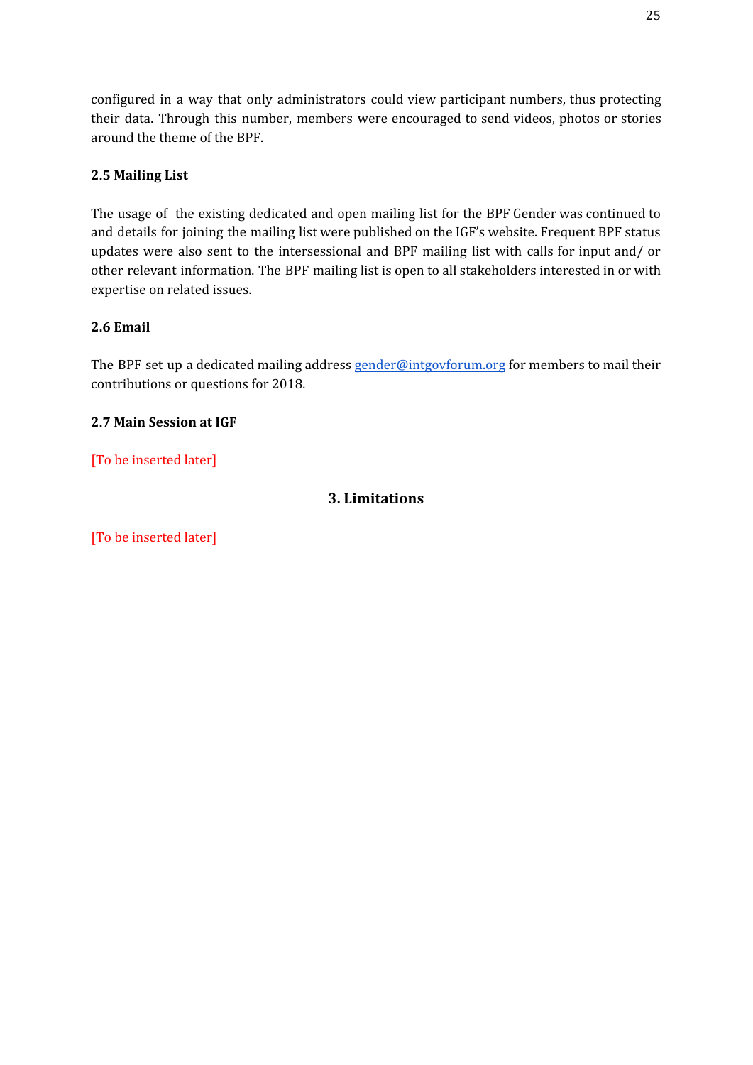configured in a way that only administrators could view participant numbers, thus protecting their data. Through this number, members were encouraged to send videos, photos or stories around the theme of the BPF.

### 2.5 Mailing List

The usage of the existing dedicated and open mailing list for the BPF Gender was continued to and details for joining the mailing list were published on the IGF's website. Frequent BPF status updates were also sent to the intersessional and BPF mailing list with calls for input and/ or other relevant information. The BPF mailing list is open to all stakeholders interested in or with expertise on related issues.

### 2.6 Email

The BPF set up a dedicated mailing address gender@intgovforum.org for members to mail their contributions or questions for 2018.

### 2.7 Main Session at IGF

[To be inserted later]

## 3. Limitations

[To be inserted later]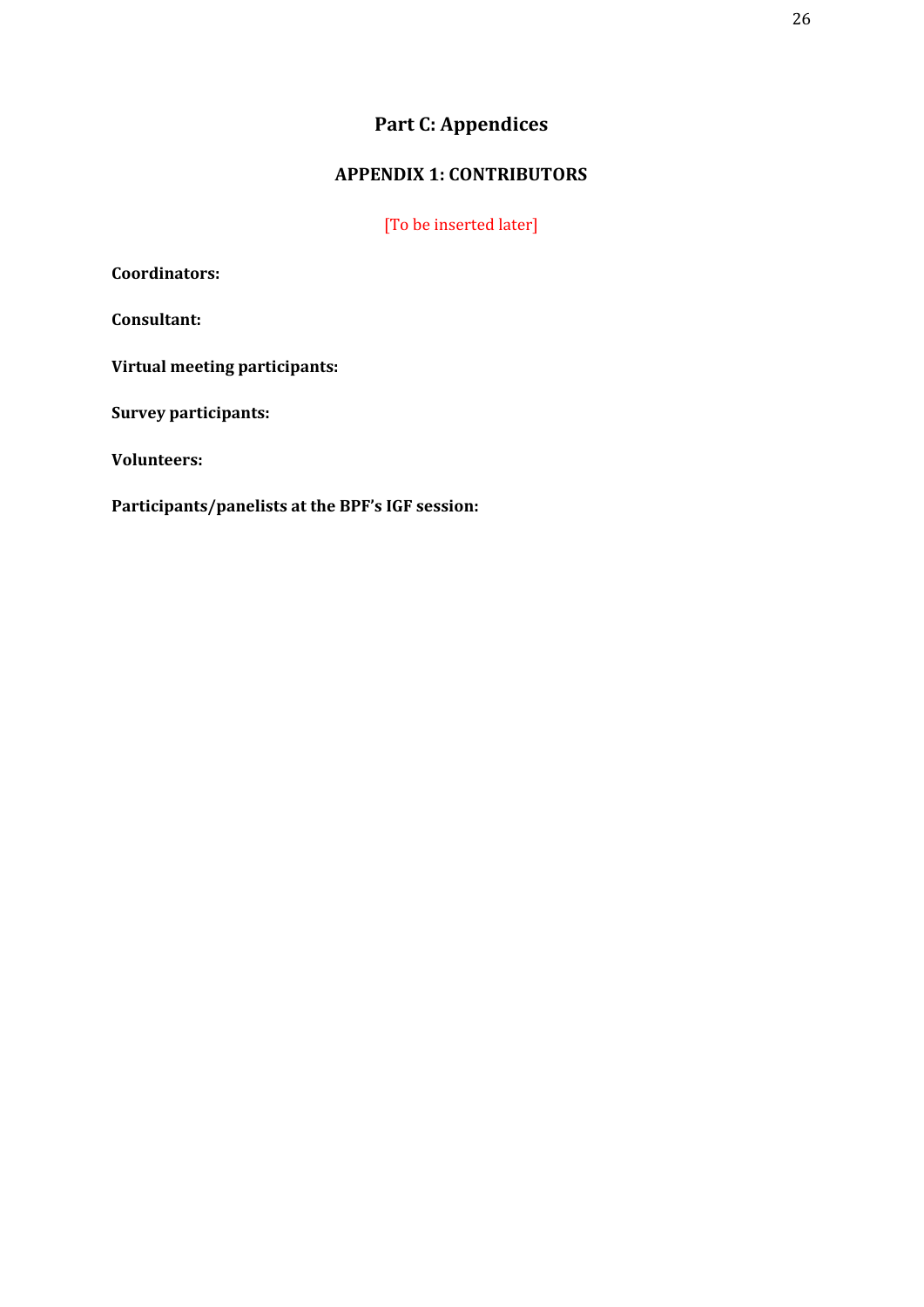# Part C: Appendices

## APPENDIX 1: CONTRIBUTORS

[To be inserted later]

**Coordinators:**

**Consultant:**

**Virtual meeting participants:**

**Survey participants:**

**Volunteers:**

**Participants/panelists at the BPF's IGF session:**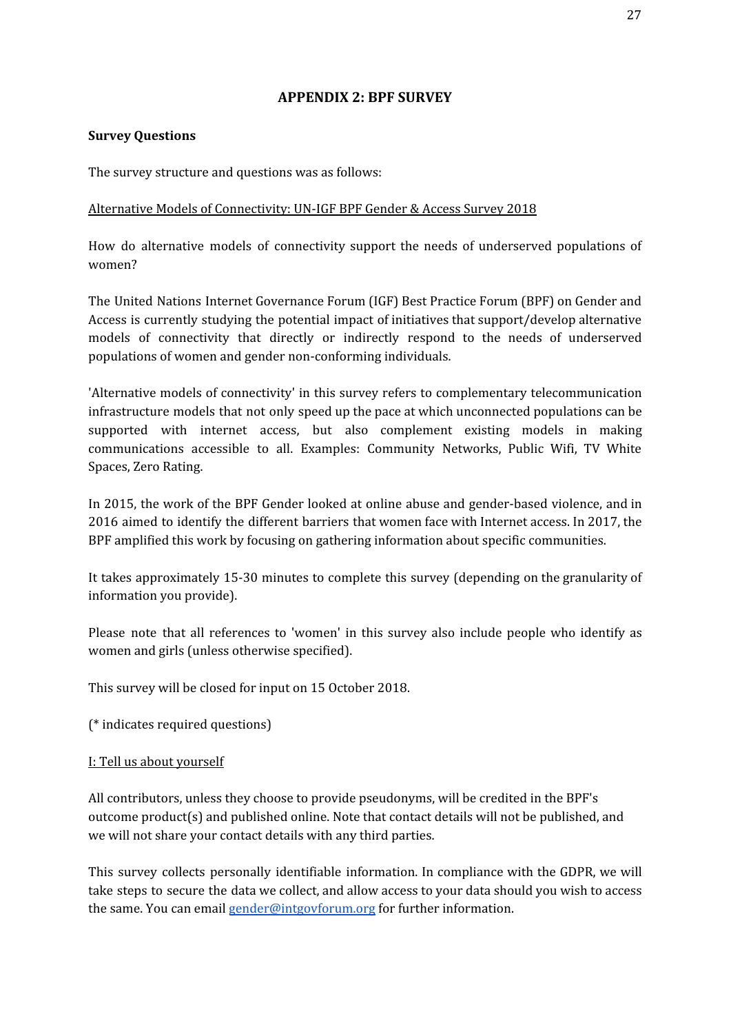## APPENDIX 2: BPF SURVEY

**Survey Questions**

The survey structure and questions was as follows:

<u>Alternative Models of Connectivity: UN-IGF BPF Gender & Access Survey 2018</u>

How do alternative models of connectivity support the needs of underserved populations of women?

The United Nations Internet Governance Forum (IGF) Best Practice Forum (BPF) on Gender and Access is currently studying the potential impact of initiatives that support/develop alternative models of connectivity that directly or indirectly respond to the needs of underserved populations of women and gender non-conforming individuals.

'Alternative models of connectivity' in this survey refers to complementary telecommunication infrastructure models that not only speed up the pace at which unconnected populations can be supported with internet access, but also complement existing models in making communications accessible to all. Examples: Community Networks, Public Wifi, TV White Spaces, Zero Rating.

In 2015, the work of the BPF Gender looked at online abuse and gender-based violence, and in 2016 aimed to identify the different barriers that women face with Internet access. In 2017, the BPF amplified this work by focusing on gathering information about specific communities.

It takes approximately 15-30 minutes to complete this survey (depending on the granularity of information you provide).

Please note that all references to 'women' in this survey also include people who identify as women and girls (unless otherwise specified).

This survey will be closed for input on 15 October 2018.

(* indicates required questions)

<u>I: Tell us about yourself</u>

All contributors, unless they choose to provide pseudonyms, will be credited in the BPF's outcome product(s) and published online. Note that contact details will not be published, and we will not share your contact details with any third parties.

This survey collects personally identifiable information. In compliance with the GDPR, we will take steps to secure the data we collect, and allow access to your data should you wish to access the same. You can email gender@intgovforum.org for further information.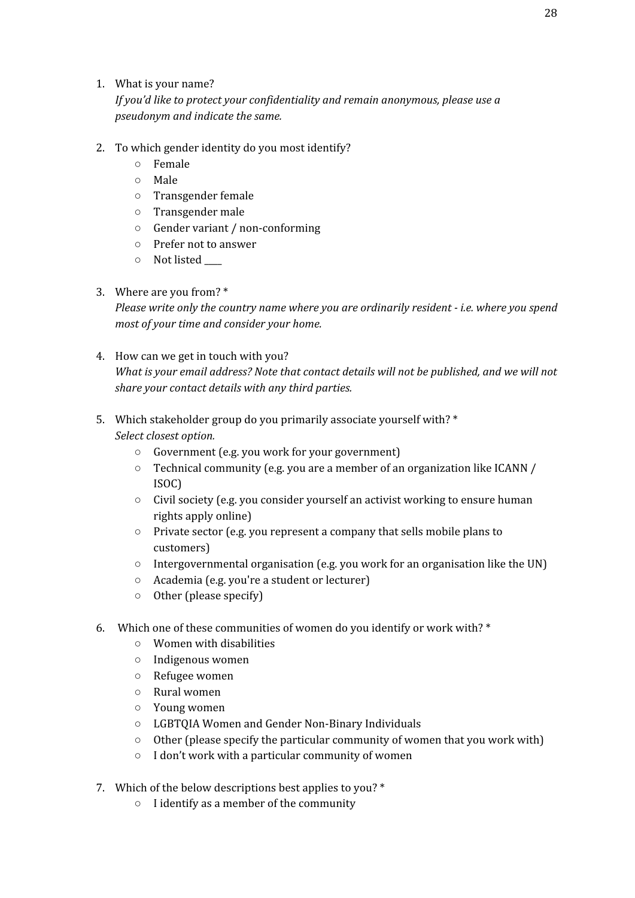1. What is your name?
   *If you'd like to protect your confidentiality and remain anonymous, please use a pseudonym and indicate the same.*

2. To which gender identity do you most identify?
   - Female
   - Male
   - Transgender female
   - Transgender male
   - Gender variant / non-conforming
   - Prefer not to answer
   - Not listed ____

3. Where are you from? *
   *Please write only the country name where you are ordinarily resident - i.e. where you spend most of your time and consider your home.*

4. How can we get in touch with you?
   *What is your email address? Note that contact details will not be published, and we will not share your contact details with any third parties.*

5. Which stakeholder group do you primarily associate yourself with? *
   *Select closest option.*
   - Government (e.g. you work for your government)
   - Technical community (e.g. you are a member of an organization like ICANN / ISOC)
   - Civil society (e.g. you consider yourself an activist working to ensure human rights apply online)
   - Private sector (e.g. you represent a company that sells mobile plans to customers)
   - Intergovernmental organisation (e.g. you work for an organisation like the UN)
   - Academia (e.g. you're a student or lecturer)
   - Other (please specify)

6. Which one of these communities of women do you identify or work with? *
   - Women with disabilities
   - Indigenous women
   - Refugee women
   - Rural women
   - Young women
   - LGBTQIA Women and Gender Non-Binary Individuals
   - Other (please specify the particular community of women that you work with)
   - I don't work with a particular community of women

7. Which of the below descriptions best applies to you? *
   - I identify as a member of the community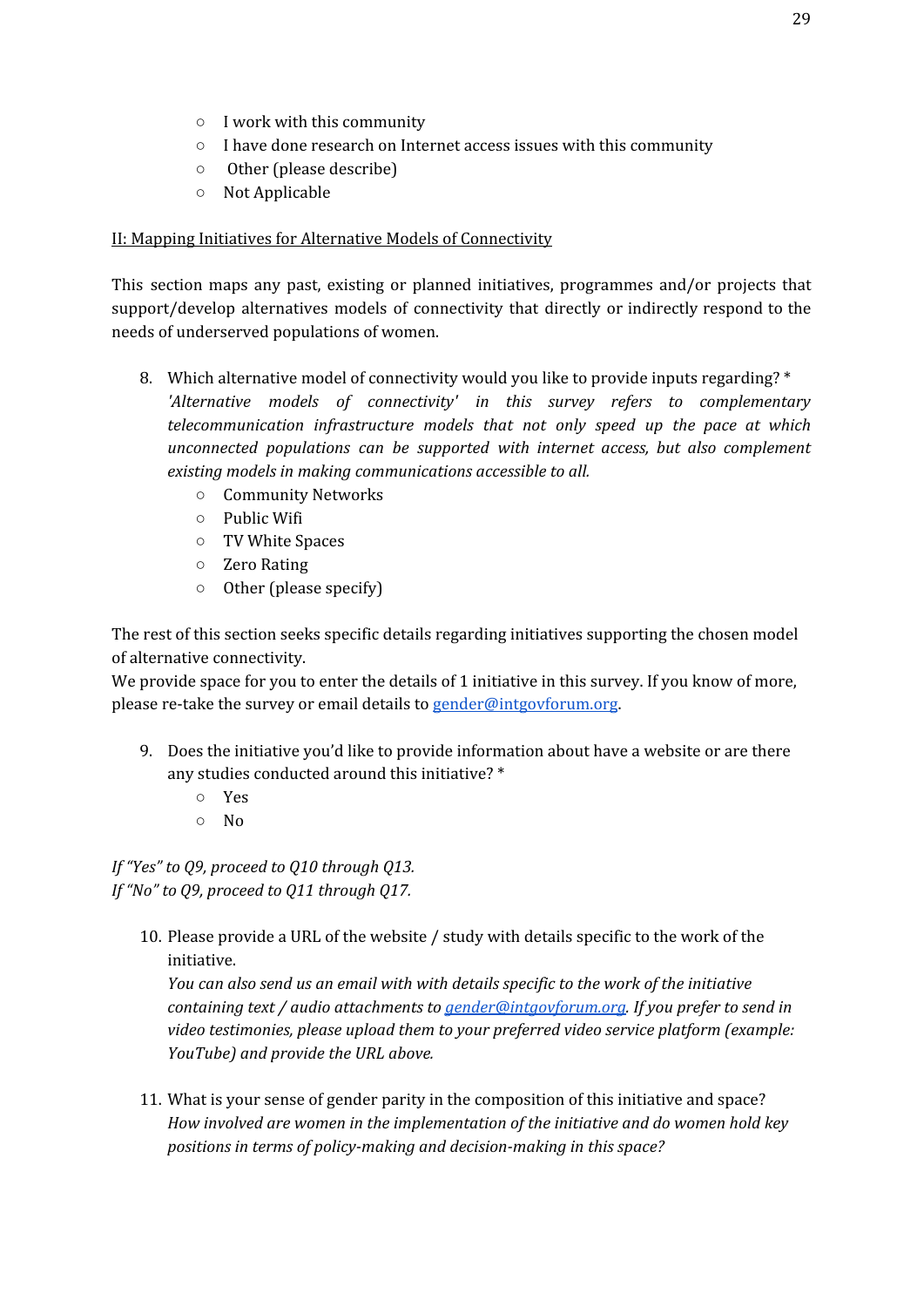- I work with this community
- I have done research on Internet access issues with this community
- Other (please describe)
- Not Applicable

<u>II: Mapping Initiatives for Alternative Models of Connectivity</u>

This section maps any past, existing or planned initiatives, programmes and/or projects that support/develop alternatives models of connectivity that directly or indirectly respond to the needs of underserved populations of women.

8. Which alternative model of connectivity would you like to provide inputs regarding? *
   *'Alternative models of connectivity' in this survey refers to complementary telecommunication infrastructure models that not only speed up the pace at which unconnected populations can be supported with internet access, but also complement existing models in making communications accessible to all.*
   - Community Networks
   - Public Wifi
   - TV White Spaces
   - Zero Rating
   - Other (please specify)

The rest of this section seeks specific details regarding initiatives supporting the chosen model of alternative connectivity.
We provide space for you to enter the details of 1 initiative in this survey. If you know of more, please re-take the survey or email details to gender@intgovforum.org.

9. Does the initiative you'd like to provide information about have a website or are there any studies conducted around this initiative? *
   - Yes
   - No

*If "Yes" to Q9, proceed to Q10 through Q13.*
*If "No" to Q9, proceed to Q11 through Q17.*

10. Please provide a URL of the website / study with details specific to the work of the initiative.
    *You can also send us an email with with details specific to the work of the initiative containing text / audio attachments to gender@intgovforum.org. If you prefer to send in video testimonies, please upload them to your preferred video service platform (example: YouTube) and provide the URL above.*

11. What is your sense of gender parity in the composition of this initiative and space?
    *How involved are women in the implementation of the initiative and do women hold key positions in terms of policy-making and decision-making in this space?*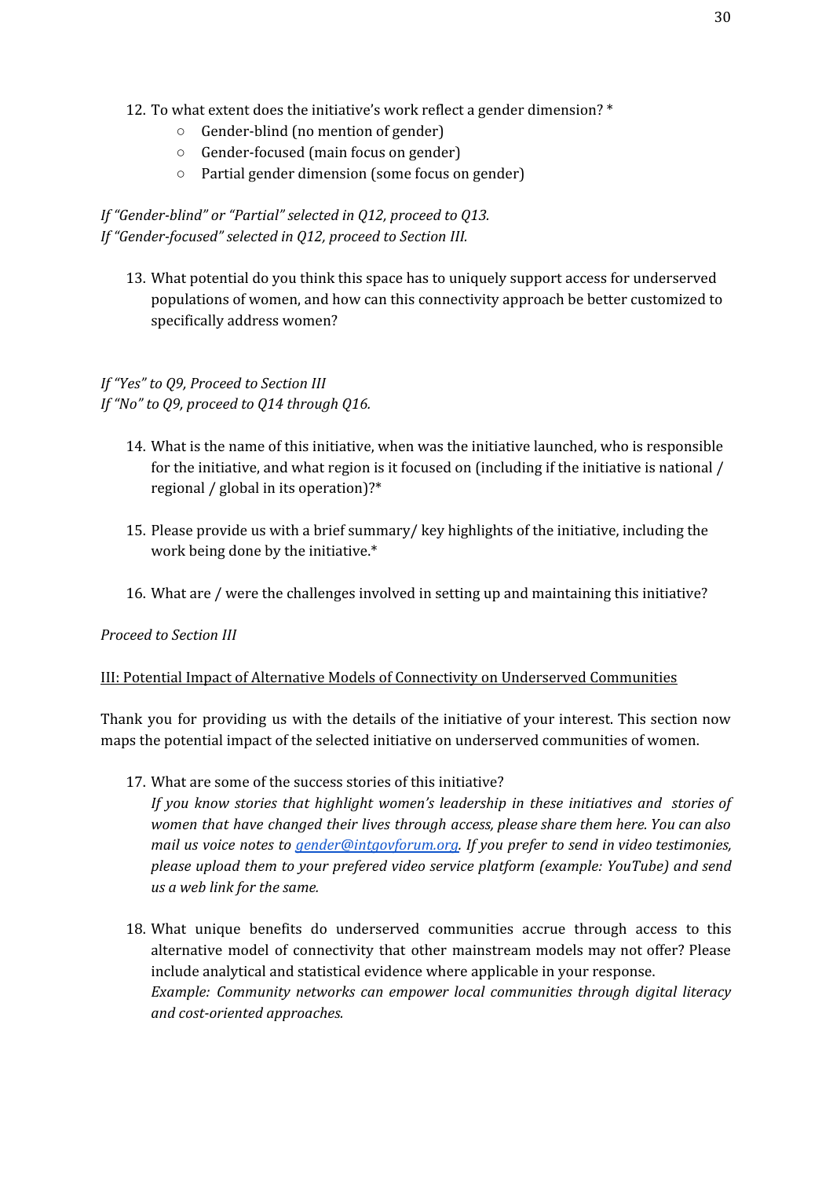12. To what extent does the initiative's work reflect a gender dimension? *
    - Gender-blind (no mention of gender)
    - Gender-focused (main focus on gender)
    - Partial gender dimension (some focus on gender)

*If "Gender-blind" or "Partial" selected in Q12, proceed to Q13.*
*If "Gender-focused" selected in Q12, proceed to Section III.*

13. What potential do you think this space has to uniquely support access for underserved populations of women, and how can this connectivity approach be better customized to specifically address women?

*If "Yes" to Q9, Proceed to Section III*
*If "No" to Q9, proceed to Q14 through Q16.*

14. What is the name of this initiative, when was the initiative launched, who is responsible for the initiative, and what region is it focused on (including if the initiative is national / regional / global in its operation)?*

15. Please provide us with a brief summary/ key highlights of the initiative, including the work being done by the initiative.*

16. What are / were the challenges involved in setting up and maintaining this initiative?

*Proceed to Section III*

<u>III: Potential Impact of Alternative Models of Connectivity on Underserved Communities</u>

Thank you for providing us with the details of the initiative of your interest. This section now maps the potential impact of the selected initiative on underserved communities of women.

17. What are some of the success stories of this initiative?
    *If you know stories that highlight women's leadership in these initiatives and stories of women that have changed their lives through access, please share them here. You can also mail us voice notes to [gender@intgovforum.org](mailto:gender@intgovforum.org). If you prefer to send in video testimonies, please upload them to your prefered video service platform (example: YouTube) and send us a web link for the same.*

18. What unique benefits do underserved communities accrue through access to this alternative model of connectivity that other mainstream models may not offer? Please include analytical and statistical evidence where applicable in your response.
    *Example: Community networks can empower local communities through digital literacy and cost-oriented approaches.*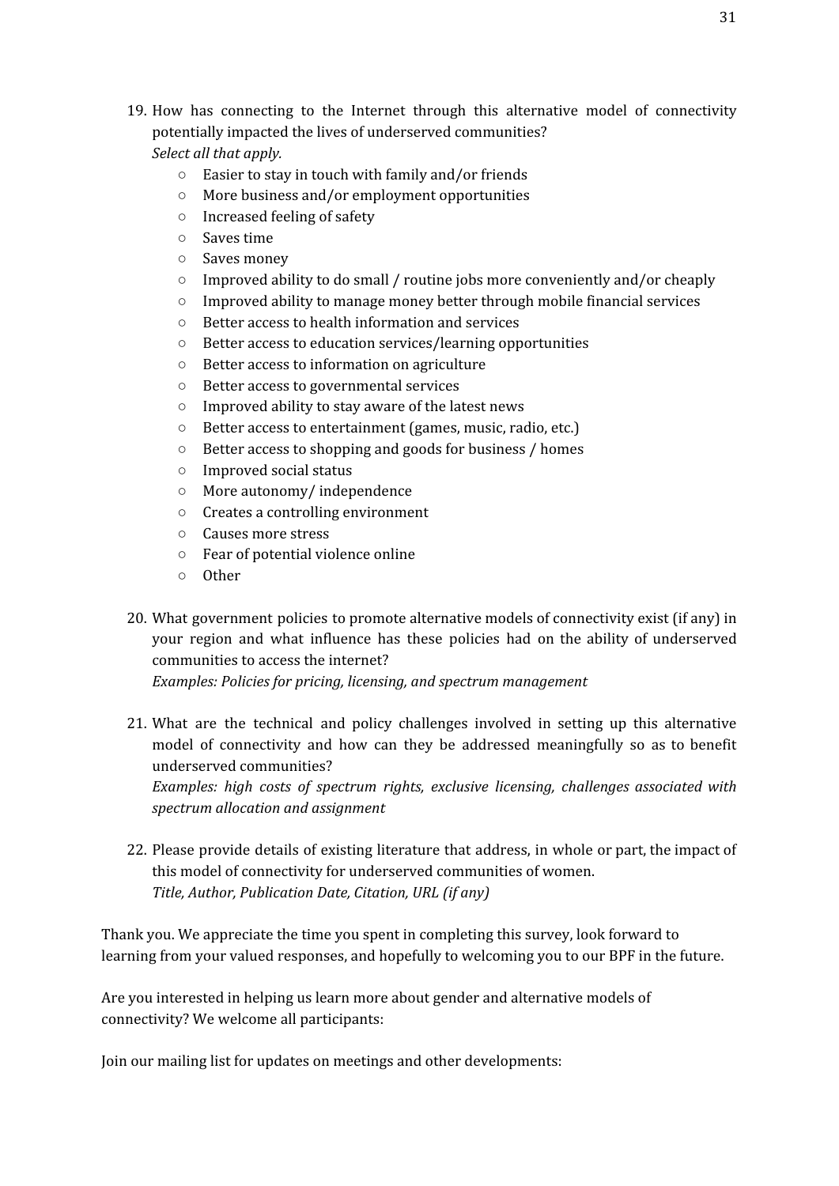19. How has connecting to the Internet through this alternative model of connectivity potentially impacted the lives of underserved communities?
    *Select all that apply.*
    - Easier to stay in touch with family and/or friends
    - More business and/or employment opportunities
    - Increased feeling of safety
    - Saves time
    - Saves money
    - Improved ability to do small / routine jobs more conveniently and/or cheaply
    - Improved ability to manage money better through mobile financial services
    - Better access to health information and services
    - Better access to education services/learning opportunities
    - Better access to information on agriculture
    - Better access to governmental services
    - Improved ability to stay aware of the latest news
    - Better access to entertainment (games, music, radio, etc.)
    - Better access to shopping and goods for business / homes
    - Improved social status
    - More autonomy/ independence
    - Creates a controlling environment
    - Causes more stress
    - Fear of potential violence online
    - Other

20. What government policies to promote alternative models of connectivity exist (if any) in your region and what influence has these policies had on the ability of underserved communities to access the internet?
    *Examples: Policies for pricing, licensing, and spectrum management*

21. What are the technical and policy challenges involved in setting up this alternative model of connectivity and how can they be addressed meaningfully so as to benefit underserved communities?
    *Examples: high costs of spectrum rights, exclusive licensing, challenges associated with spectrum allocation and assignment*

22. Please provide details of existing literature that address, in whole or part, the impact of this model of connectivity for underserved communities of women.
    *Title, Author, Publication Date, Citation, URL (if any)*

Thank you. We appreciate the time you spent in completing this survey, look forward to learning from your valued responses, and hopefully to welcoming you to our BPF in the future.

Are you interested in helping us learn more about gender and alternative models of connectivity? We welcome all participants:

Join our mailing list for updates on meetings and other developments: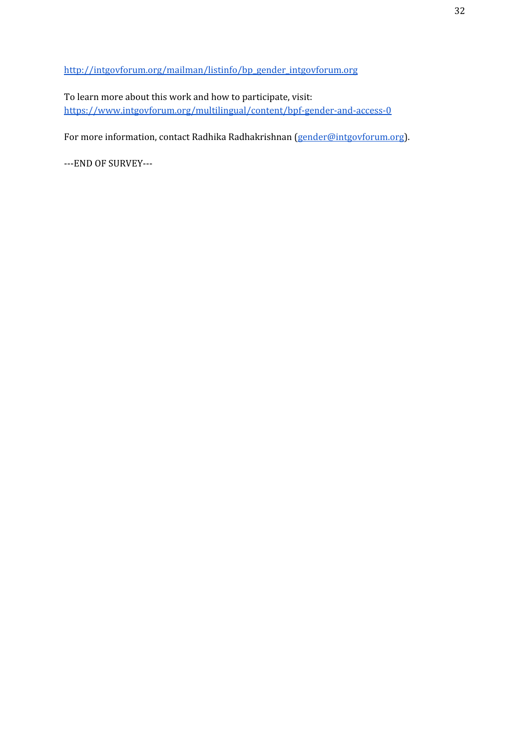http://intgovforum.org/mailman/listinfo/bp_gender_intgovforum.org

To learn more about this work and how to participate, visit:
https://www.intgovforum.org/multilingual/content/bpf-gender-and-access-0

For more information, contact Radhika Radhakrishnan (gender@intgovforum.org).

---END OF SURVEY---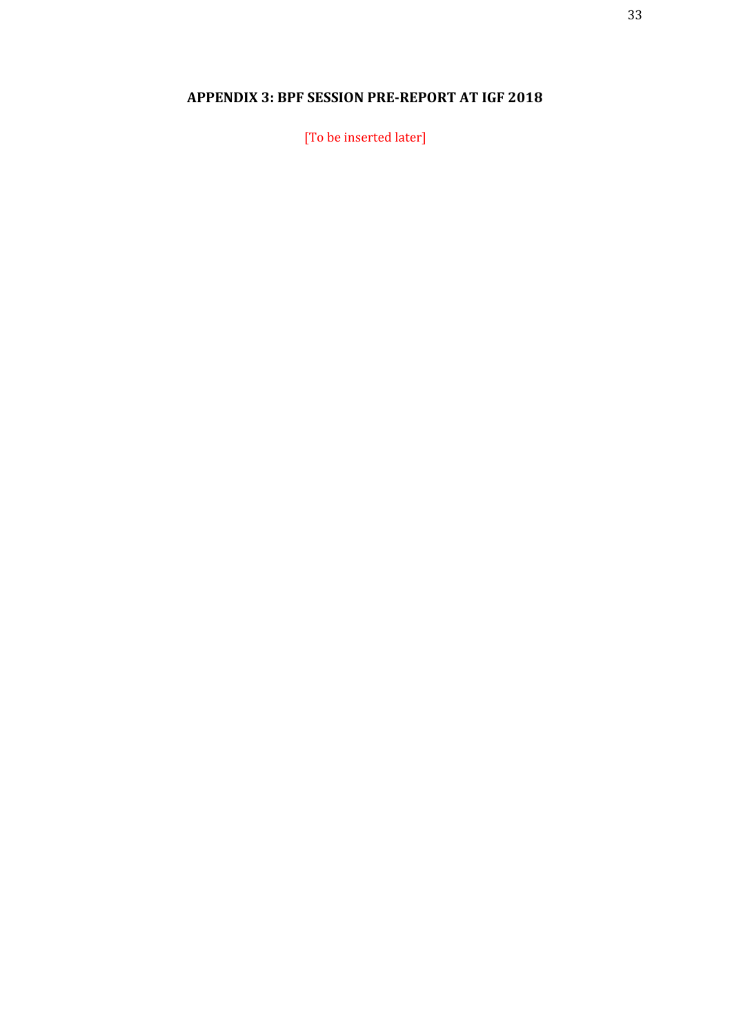## APPENDIX 3: BPF SESSION PRE-REPORT AT IGF 2018

[To be inserted later]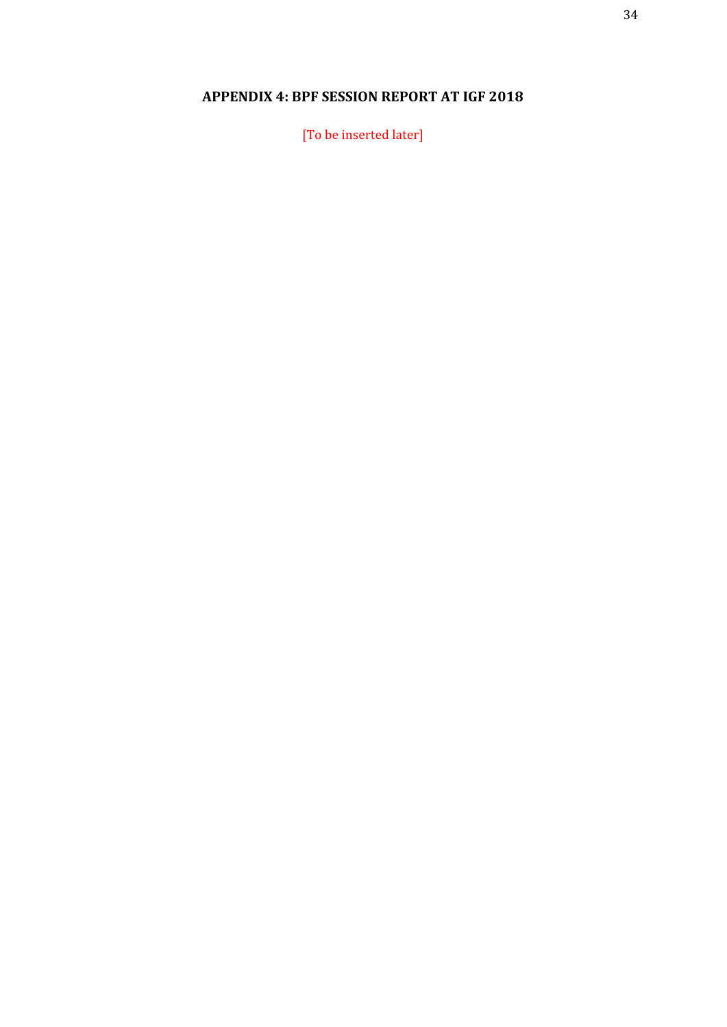## APPENDIX 4: BPF SESSION REPORT AT IGF 2018

[To be inserted later]